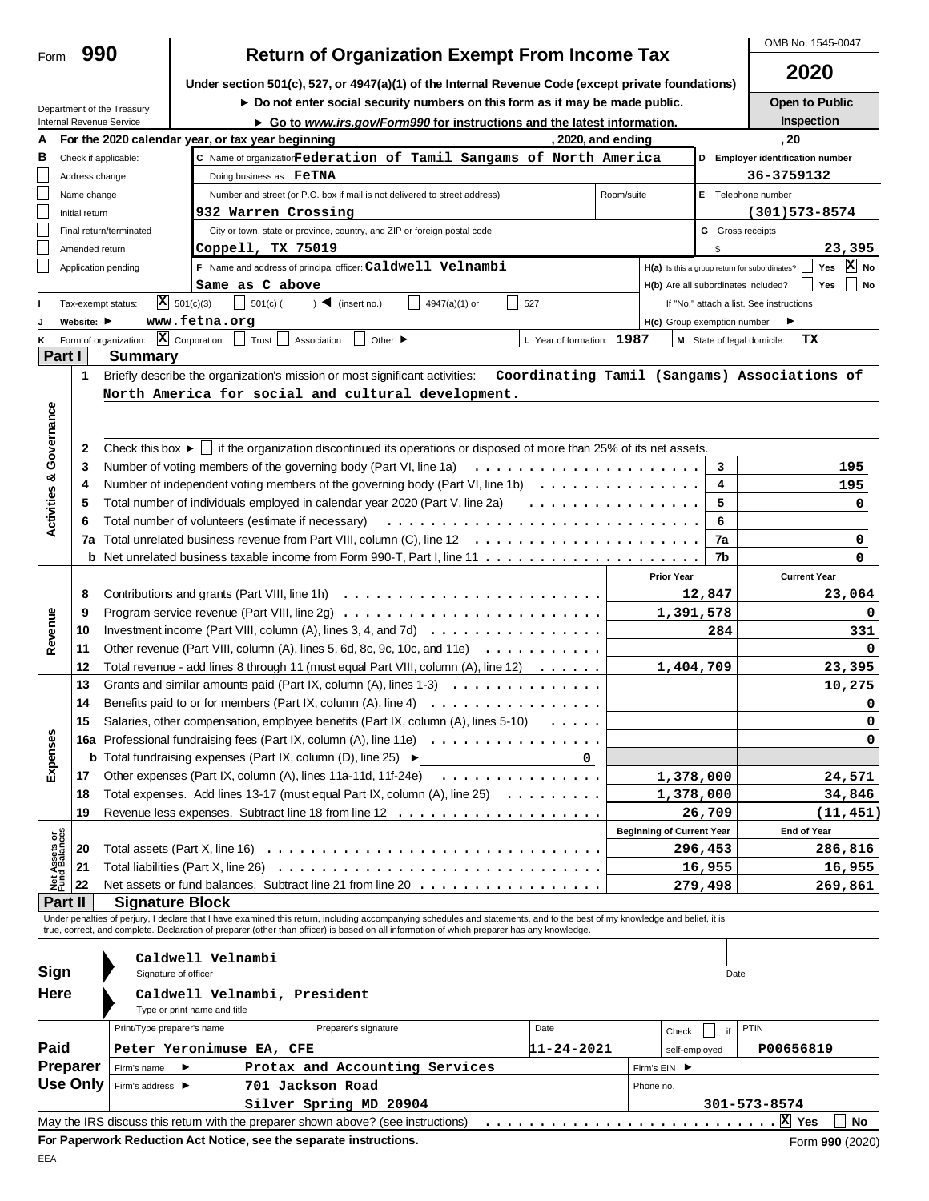Form **990**

# Return of Organization Exempt From Income Tax

**Under section 501(c), 527, or 4947(a)(1) of the Internal Revenue Code (except private foundations)**

► Do not enter social security numbers on this form as it may be made public.

► Go to *www.irs.gov/Form990* for instructions and the latest information.

Department of the Treasury
Internal Revenue Service

OMB No. 1545-0047

**2020**

**Open to Public Inspection**

**A** For the 2020 calendar year, or tax year beginning , 2020, and ending , 20

**B** Check if applicable:
- ☐ Address change
- ☐ Name change
- ☐ Initial return
- ☐ Final return/terminated
- ☐ Amended return
- ☐ Application pending

**C** Name of organization: Federation of Tamil Sangams of North America

Doing business as: FeTNA

Number and street (or P.O. box if mail is not delivered to street address): 932 Warren Crossing | Room/suite:

City or town, state or province, country, and ZIP or foreign postal code: Coppell, TX 75019

**D** Employer identification number: 36-3759132

**E** Telephone number: (301)573-8574

**G** Gross receipts $ 23,395

**F** Name and address of principal officer: Caldwell Velnambi
Same as C above

**H(a)** Is this a group return for subordinates? ☐ Yes ☒ No

**H(b)** Are all subordinates included? ☐ Yes ☐ No
If "No," attach a list. See instructions

**I** Tax-exempt status: ☒ 501(c)(3) ☐ 501(c) ( ) ◄ (insert no.) ☐ 4947(a)(1) or ☐ 527

**J** Website: ► www.fetna.org

**H(c)** Group exemption number ►

**K** Form of organization: ☒ Corporation ☐ Trust ☐ Association ☐ Other ►

**L** Year of formation: 1987

**M** State of legal domicile: TX

## Part I Summary

**Activities & Governance**

1 Briefly describe the organization's mission or most significant activities: Coordinating Tamil (Sangams) Associations of North America for social and cultural development.

2 Check this box ► ☐ if the organization discontinued its operations or disposed of more than 25% of its net assets.

| | | Line | Value |
|---|---|---|---|
| 3 | Number of voting members of the governing body (Part VI, line 1a) | 3 | 195 |
| 4 | Number of independent voting members of the governing body (Part VI, line 1b) | 4 | 195 |
| 5 | Total number of individuals employed in calendar year 2020 (Part V, line 2a) | 5 | 0 |
| 6 | Total number of volunteers (estimate if necessary) | 6 | |
| 7a | Total unrelated business revenue from Part VIII, column (C), line 12 | 7a | 0 |
| b | Net unrelated business taxable income from Form 990-T, Part I, line 11 | 7b | 0 |

| | | Prior Year | Current Year |
|---|---|---|---|
| **Revenue** | | | |
| 8 | Contributions and grants (Part VIII, line 1h) | 12,847 | 23,064 |
| 9 | Program service revenue (Part VIII, line 2g) | 1,391,578 | 0 |
| 10 | Investment income (Part VIII, column (A), lines 3, 4, and 7d) | 284 | 331 |
| 11 | Other revenue (Part VIII, column (A), lines 5, 6d, 8c, 9c, 10c, and 11e) | | 0 |
| 12 | Total revenue - add lines 8 through 11 (must equal Part VIII, column (A), line 12) | 1,404,709 | 23,395 |
| **Expenses** | | | |
| 13 | Grants and similar amounts paid (Part IX, column (A), lines 1-3) | | 10,275 |
| 14 | Benefits paid to or for members (Part IX, column (A), line 4) | | 0 |
| 15 | Salaries, other compensation, employee benefits (Part IX, column (A), lines 5-10) | | 0 |
| 16a | Professional fundraising fees (Part IX, column (A), line 11e) | | 0 |
| b | Total fundraising expenses (Part IX, column (D), line 25) ► 0 | | |
| 17 | Other expenses (Part IX, column (A), lines 11a-11d, 11f-24e) | 1,378,000 | 24,571 |
| 18 | Total expenses. Add lines 13-17 (must equal Part IX, column (A), line 25) | 1,378,000 | 34,846 |
| 19 | Revenue less expenses. Subtract line 18 from line 12 | 26,709 | (11,451) |
| **Net Assets or Fund Balances** | | **Beginning of Current Year** | **End of Year** |
| 20 | Total assets (Part X, line 16) | 296,453 | 286,816 |
| 21 | Total liabilities (Part X, line 26) | 16,955 | 16,955 |
| 22 | Net assets or fund balances. Subtract line 21 from line 20 | 279,498 | 269,861 |

## Part II Signature Block

Under penalties of perjury, I declare that I have examined this return, including accompanying schedules and statements, and to the best of my knowledge and belief, it is true, correct, and complete. Declaration of preparer (other than officer) is based on all information of which preparer has any knowledge.

**Sign Here**

Caldwell Velnambi
Signature of officer | Date

Caldwell Velnambi, President
Type or print name and title

**Paid Preparer Use Only**

| Print/Type preparer's name | Preparer's signature | Date | Check ☐ if self-employed | PTIN |
|---|---|---|---|---|
| Peter Yeronimuse EA, CFE | | 11-24-2021 | | P00656819 |

Firm's name ► Protax and Accounting Services | Firm's EIN ►

Firm's address ► 701 Jackson Road, Silver Spring MD 20904 | Phone no. 301-573-8574

May the IRS discuss this return with the preparer shown above? (see instructions) ☒ Yes ☐ No

**For Paperwork Reduction Act Notice, see the separate instructions.** Form **990** (2020)

EEA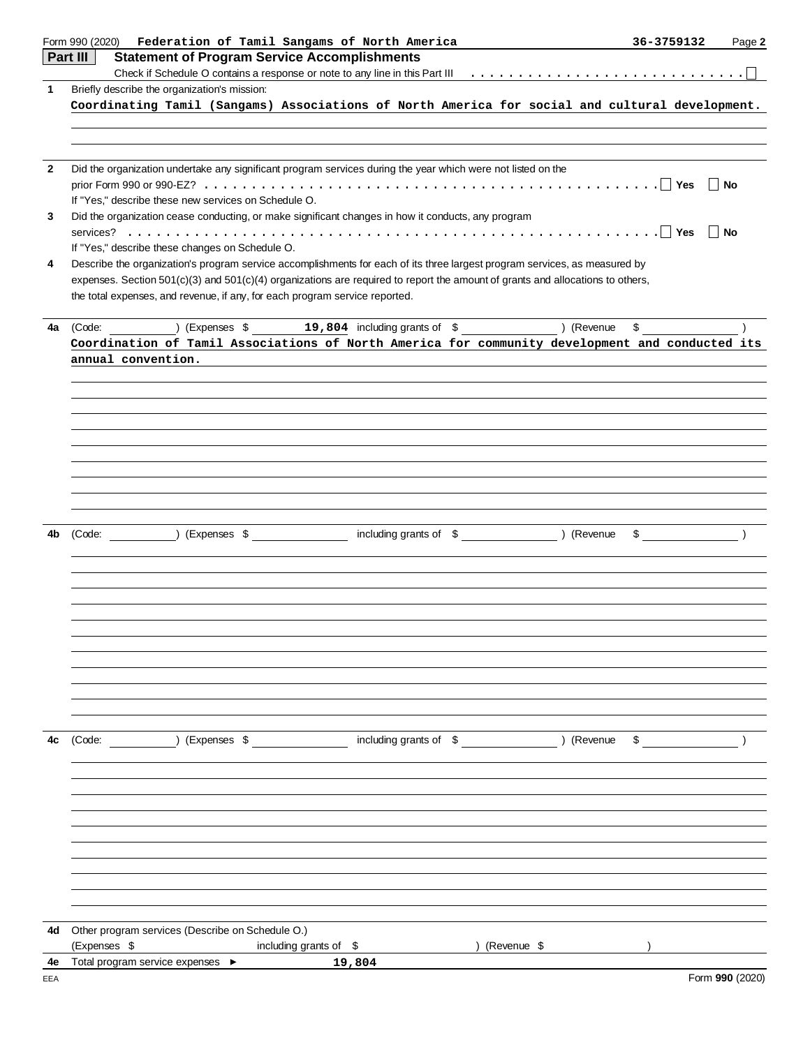Form 990 (2020) **Federation of Tamil Sangams of North America** **36-3759132** Page **2**

## Part III Statement of Program Service Accomplishments

Check if Schedule O contains a response or note to any line in this Part III . . . . . . . . . . . . . . . . . . . . . . . . . . . . ☐

**1** Briefly describe the organization's mission:

**Coordinating Tamil (Sangams) Associations of North America for social and cultural development.**

**2** Did the organization undertake any significant program services during the year which were not listed on the prior Form 990 or 990-EZ? . . . . . . . . . . . . . . . . . . . . . . . . . . . . . . . . . . . . . . . . . . . . . . . . . ☐ Yes ☐ No

If "Yes," describe these new services on Schedule O.

**3** Did the organization cease conducting, or make significant changes in how it conducts, any program services? . . . . . . . . . . . . . . . . . . . . . . . . . . . . . . . . . . . . . . . . . . . . . . . . . . . . . . . . . . . . ☐ Yes ☐ No

If "Yes," describe these changes on Schedule O.

**4** Describe the organization's program service accomplishments for each of its three largest program services, as measured by expenses. Section 501(c)(3) and 501(c)(4) organizations are required to report the amount of grants and allocations to others, the total expenses, and revenue, if any, for each program service reported.

**4a** (Code: ) (Expenses $ **19,804** including grants of $ ) (Revenue $ )

**Coordination of Tamil Associations of North America for community development and conducted its annual convention.**

**4b** (Code: ) (Expenses $ including grants of $ ) (Revenue $ )

**4c** (Code: ) (Expenses $ including grants of $ ) (Revenue $ )

**4d** Other program services (Describe on Schedule O.)

(Expenses $ including grants of $ ) (Revenue $ )

**4e** Total program service expenses ► **19,804**

Form **990** (2020)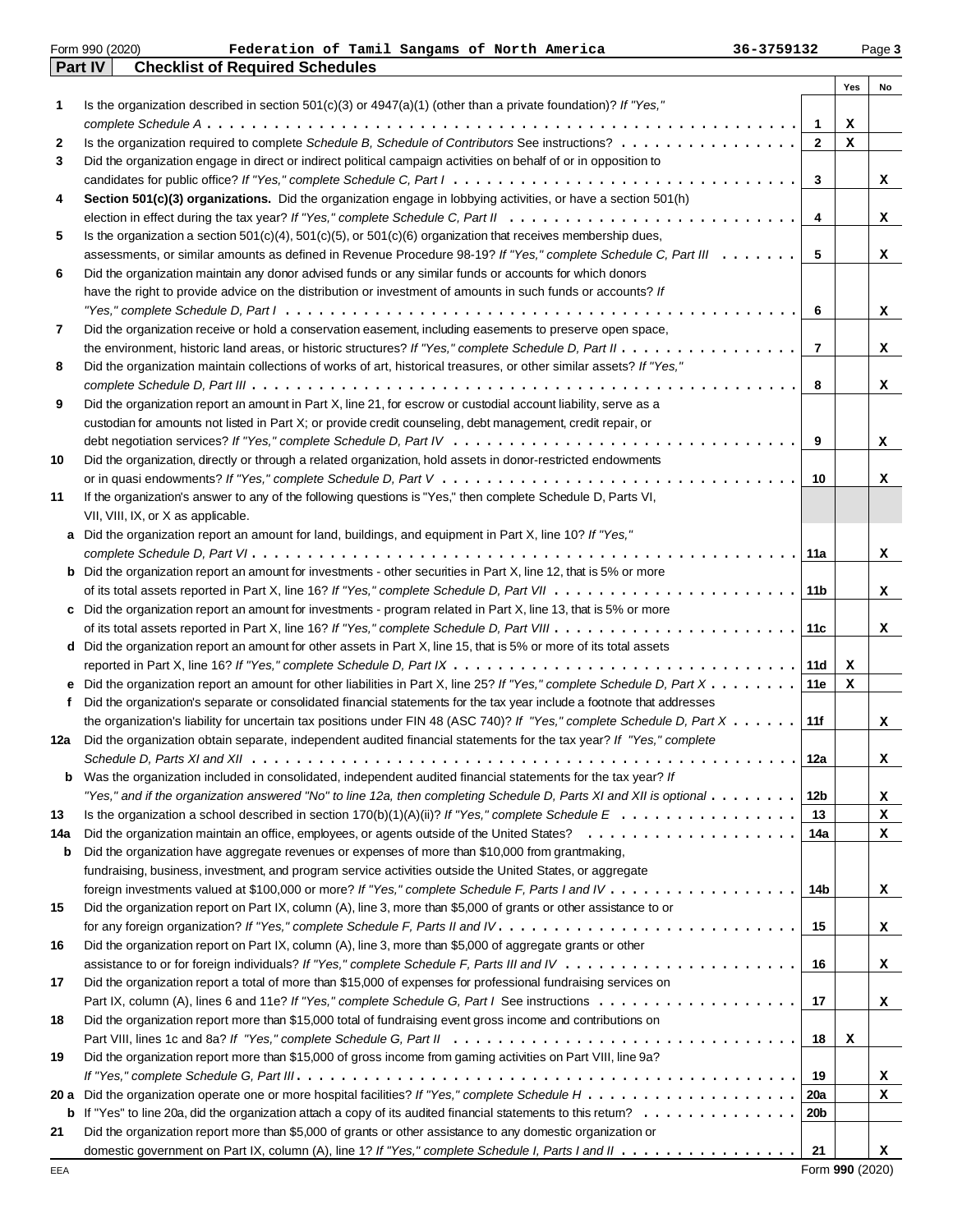Form 990 (2020) **Federation of Tamil Sangams of North America** **36-3759132** Page **3**

## Part IV Checklist of Required Schedules

| | | | Yes | No |
|---|---|---|---|---|
| 1 | Is the organization described in section 501(c)(3) or 4947(a)(1) (other than a private foundation)? *If "Yes," complete Schedule A* | 1 | X | |
| 2 | Is the organization required to complete *Schedule B, Schedule of Contributors* See instructions? | 2 | X | |
| 3 | Did the organization engage in direct or indirect political campaign activities on behalf of or in opposition to candidates for public office? *If "Yes," complete Schedule C, Part I* | 3 | | X |
| 4 | **Section 501(c)(3) organizations.** Did the organization engage in lobbying activities, or have a section 501(h) election in effect during the tax year? *If "Yes," complete Schedule C, Part II* | 4 | | X |
| 5 | Is the organization a section 501(c)(4), 501(c)(5), or 501(c)(6) organization that receives membership dues, assessments, or similar amounts as defined in Revenue Procedure 98-19? *If "Yes," complete Schedule C, Part III* | 5 | | X |
| 6 | Did the organization maintain any donor advised funds or any similar funds or accounts for which donors have the right to provide advice on the distribution or investment of amounts in such funds or accounts? *If "Yes," complete Schedule D, Part I* | 6 | | X |
| 7 | Did the organization receive or hold a conservation easement, including easements to preserve open space, the environment, historic land areas, or historic structures? *If "Yes," complete Schedule D, Part II* | 7 | | X |
| 8 | Did the organization maintain collections of works of art, historical treasures, or other similar assets? *If "Yes," complete Schedule D, Part III* | 8 | | X |
| 9 | Did the organization report an amount in Part X, line 21, for escrow or custodial account liability, serve as a custodian for amounts not listed in Part X; or provide credit counseling, debt management, credit repair, or debt negotiation services? *If "Yes," complete Schedule D, Part IV* | 9 | | X |
| 10 | Did the organization, directly or through a related organization, hold assets in donor-restricted endowments or in quasi endowments? *If "Yes," complete Schedule D, Part V* | 10 | | X |
| 11 | If the organization's answer to any of the following questions is "Yes," then complete Schedule D, Parts VI, VII, VIII, IX, or X as applicable. | | | |
| a | Did the organization report an amount for land, buildings, and equipment in Part X, line 10? *If "Yes," complete Schedule D, Part VI* | 11a | | X |
| b | Did the organization report an amount for investments - other securities in Part X, line 12, that is 5% or more of its total assets reported in Part X, line 16? *If "Yes," complete Schedule D, Part VII* | 11b | | X |
| c | Did the organization report an amount for investments - program related in Part X, line 13, that is 5% or more of its total assets reported in Part X, line 16? *If "Yes," complete Schedule D, Part VIII* | 11c | | X |
| d | Did the organization report an amount for other assets in Part X, line 15, that is 5% or more of its total assets reported in Part X, line 16? *If "Yes," complete Schedule D, Part IX* | 11d | X | |
| e | Did the organization report an amount for other liabilities in Part X, line 25? *If "Yes," complete Schedule D, Part X* | 11e | X | |
| f | Did the organization's separate or consolidated financial statements for the tax year include a footnote that addresses the organization's liability for uncertain tax positions under FIN 48 (ASC 740)? *If "Yes," complete Schedule D, Part X* | 11f | | X |
| 12a | Did the organization obtain separate, independent audited financial statements for the tax year? *If "Yes," complete Schedule D, Parts XI and XII* | 12a | | X |
| b | Was the organization included in consolidated, independent audited financial statements for the tax year? *If "Yes," and if the organization answered "No" to line 12a, then completing Schedule D, Parts XI and XII is optional* | 12b | | X |
| 13 | Is the organization a school described in section 170(b)(1)(A)(ii)? *If "Yes," complete Schedule E* | 13 | | X |
| 14a | Did the organization maintain an office, employees, or agents outside of the United States? | 14a | | X |
| b | Did the organization have aggregate revenues or expenses of more than $10,000 from grantmaking, fundraising, business, investment, and program service activities outside the United States, or aggregate foreign investments valued at $100,000 or more? *If "Yes," complete Schedule F, Parts I and IV* | 14b | | X |
| 15 | Did the organization report on Part IX, column (A), line 3, more than $5,000 of grants or other assistance to or for any foreign organization? *If "Yes," complete Schedule F, Parts II and IV* | 15 | | X |
| 16 | Did the organization report on Part IX, column (A), line 3, more than $5,000 of aggregate grants or other assistance to or for foreign individuals? *If "Yes," complete Schedule F, Parts III and IV* | 16 | | X |
| 17 | Did the organization report a total of more than $15,000 of expenses for professional fundraising services on Part IX, column (A), lines 6 and 11e? *If "Yes," complete Schedule G, Part I* See instructions | 17 | | X |
| 18 | Did the organization report more than $15,000 total of fundraising event gross income and contributions on Part VIII, lines 1c and 8a? *If "Yes," complete Schedule G, Part II* | 18 | X | |
| 19 | Did the organization report more than $15,000 of gross income from gaming activities on Part VIII, line 9a? *If "Yes," complete Schedule G, Part III* | 19 | | X |
| 20 a | Did the organization operate one or more hospital facilities? *If "Yes," complete Schedule H* | 20a | | X |
| b | If "Yes" to line 20a, did the organization attach a copy of its audited financial statements to this return? | 20b | | |
| 21 | Did the organization report more than $5,000 of grants or other assistance to any domestic organization or domestic government on Part IX, column (A), line 1? *If "Yes," complete Schedule I, Parts I and II* | 21 | | X |

EEA Form **990** (2020)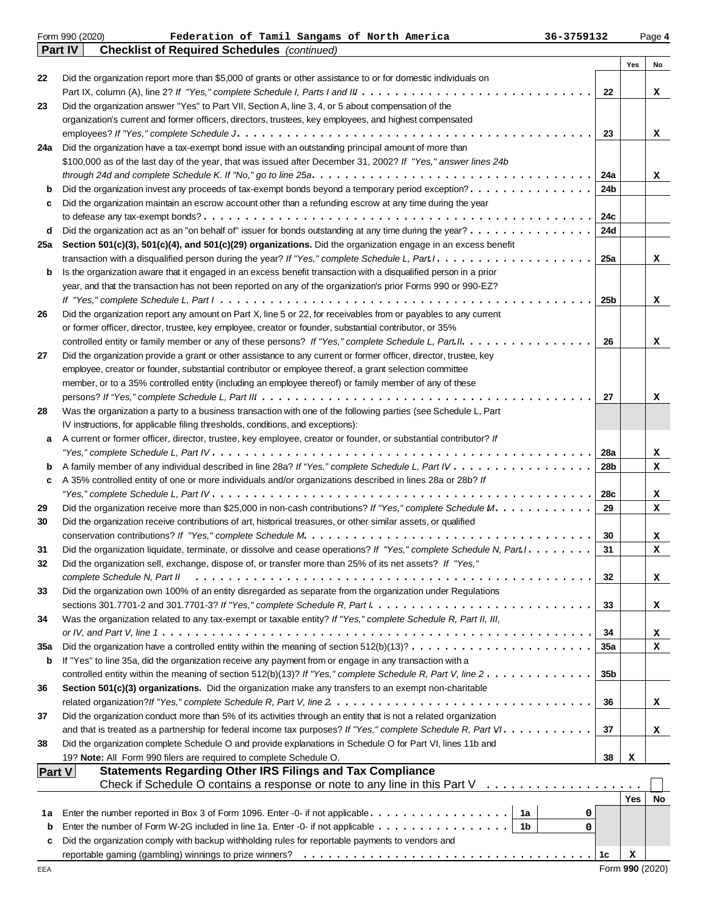Form 990 (2020) Federation of Tamil Sangams of North America 36-3759132 Page 4

**Part IV Checklist of Required Schedules** *(continued)*

| | | | Yes | No |
|---|---|---|---|---|
| 22 | Did the organization report more than $5,000 of grants or other assistance to or for domestic individuals on Part IX, column (A), line 2? *If "Yes," complete Schedule I, Parts I and III* | 22 | | X |
| 23 | Did the organization answer "Yes" to Part VII, Section A, line 3, 4, or 5 about compensation of the organization's current and former officers, directors, trustees, key employees, and highest compensated employees? *If "Yes," complete Schedule J* | 23 | | X |
| 24a | Did the organization have a tax-exempt bond issue with an outstanding principal amount of more than $100,000 as of the last day of the year, that was issued after December 31, 2002? *If "Yes," answer lines 24b through 24d and complete Schedule K. If "No," go to line 25a* | 24a | | X |
| b | Did the organization invest any proceeds of tax-exempt bonds beyond a temporary period exception? | 24b | | |
| c | Did the organization maintain an escrow account other than a refunding escrow at any time during the year to defease any tax-exempt bonds? | 24c | | |
| d | Did the organization act as an "on behalf of" issuer for bonds outstanding at any time during the year? | 24d | | |
| 25a | **Section 501(c)(3), 501(c)(4), and 501(c)(29) organizations.** Did the organization engage in an excess benefit transaction with a disqualified person during the year? *If "Yes," complete Schedule L, Part I* | 25a | | X |
| b | Is the organization aware that it engaged in an excess benefit transaction with a disqualified person in a prior year, and that the transaction has not been reported on any of the organization's prior Forms 990 or 990-EZ? *If "Yes," complete Schedule L, Part I* | 25b | | X |
| 26 | Did the organization report any amount on Part X, line 5 or 22, for receivables from or payables to any current or former officer, director, trustee, key employee, creator or founder, substantial contributor, or 35% controlled entity or family member of any of these persons? *If "Yes," complete Schedule L, Part II* | 26 | | X |
| 27 | Did the organization provide a grant or other assistance to any current or former officer, director, trustee, key employee, creator or founder, substantial contributor or employee thereof, a grant selection committee member, or to a 35% controlled entity (including an employee thereof) or family member of any of these persons? *If "Yes," complete Schedule L, Part III* | 27 | | X |
| 28 | Was the organization a party to a business transaction with one of the following parties (see Schedule L, Part IV instructions, for applicable filing thresholds, conditions, and exceptions): | | | |
| a | A current or former officer, director, trustee, key employee, creator or founder, or substantial contributor? *If "Yes," complete Schedule L, Part IV* | 28a | | X |
| b | A family member of any individual described in line 28a? *If "Yes," complete Schedule L, Part IV* | 28b | | X |
| c | A 35% controlled entity of one or more individuals and/or organizations described in lines 28a or 28b? *If "Yes," complete Schedule L, Part IV* | 28c | | X |
| 29 | Did the organization receive more than $25,000 in non-cash contributions? *If "Yes," complete Schedule M* | 29 | | X |
| 30 | Did the organization receive contributions of art, historical treasures, or other similar assets, or qualified conservation contributions? *If "Yes," complete Schedule M* | 30 | | X |
| 31 | Did the organization liquidate, terminate, or dissolve and cease operations? *If "Yes," complete Schedule N, Part I* | 31 | | X |
| 32 | Did the organization sell, exchange, dispose of, or transfer more than 25% of its net assets? *If "Yes," complete Schedule N, Part II* | 32 | | X |
| 33 | Did the organization own 100% of an entity disregarded as separate from the organization under Regulations sections 301.7701-2 and 301.7701-3? *If "Yes," complete Schedule R, Part I* | 33 | | X |
| 34 | Was the organization related to any tax-exempt or taxable entity? *If "Yes," complete Schedule R, Part II, III, or IV, and Part V, line 1* | 34 | | X |
| 35a | Did the organization have a controlled entity within the meaning of section 512(b)(13)? | 35a | | X |
| b | If "Yes" to line 35a, did the organization receive any payment from or engage in any transaction with a controlled entity within the meaning of section 512(b)(13)? *If "Yes," complete Schedule R, Part V, line 2* | 35b | | |
| 36 | **Section 501(c)(3) organizations.** Did the organization make any transfers to an exempt non-charitable related organization? *If "Yes," complete Schedule R, Part V, line 2* | 36 | | X |
| 37 | Did the organization conduct more than 5% of its activities through an entity that is not a related organization and that is treated as a partnership for federal income tax purposes? *If "Yes," complete Schedule R, Part VI* | 37 | | X |
| 38 | Did the organization complete Schedule O and provide explanations in Schedule O for Part VI, lines 11b and 19? **Note:** All Form 990 filers are required to complete Schedule O. | 38 | X | |

**Part V Statements Regarding Other IRS Filings and Tax Compliance**

Check if Schedule O contains a response or note to any line in this Part V ☐

| | | | | | Yes | No |
|---|---|---|---|---|---|---|
| 1a | Enter the number reported in Box 3 of Form 1096. Enter -0- if not applicable | 1a | 0 | | | |
| b | Enter the number of Form W-2G included in line 1a. Enter -0- if not applicable | 1b | 0 | | | |
| c | Did the organization comply with backup withholding rules for reportable payments to vendors and reportable gaming (gambling) winnings to prize winners? | | | 1c | X | |

EEA Form **990** (2020)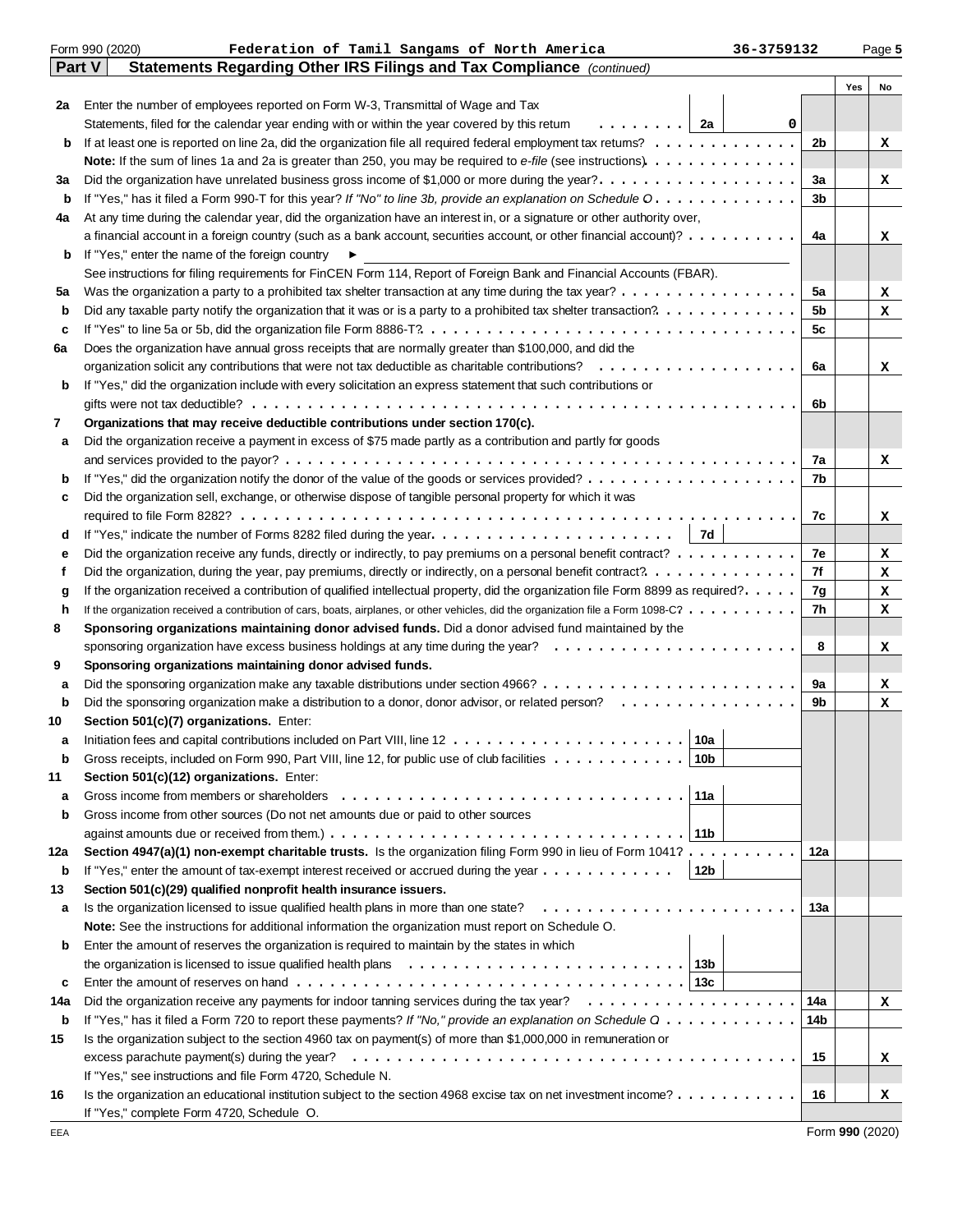Form 990 (2020) **Federation of Tamil Sangams of North America** 36-3759132

## Part V Statements Regarding Other IRS Filings and Tax Compliance *(continued)*

| | | | | Yes | No |
|---|---|---|---|---|---|
| **2a** | Enter the number of employees reported on Form W-3, Transmittal of Wage and Tax Statements, filed for the calendar year ending with or within the year covered by this return | 2a 0 | | | |
| **b** | If at least one is reported on line 2a, did the organization file all required federal employment tax returns? | | 2b | | X |
| | **Note:** If the sum of lines 1a and 2a is greater than 250, you may be required to *e-file* (see instructions). | | | | |
| **3a** | Did the organization have unrelated business gross income of $1,000 or more during the year? | | 3a | | X |
| **b** | If "Yes," has it filed a Form 990-T for this year? *If "No" to line 3b, provide an explanation on Schedule O* | | 3b | | |
| **4a** | At any time during the calendar year, did the organization have an interest in, or a signature or other authority over, a financial account in a foreign country (such as a bank account, securities account, or other financial account)? | | 4a | | X |
| **b** | If "Yes," enter the name of the foreign country ► | | | | |
| | See instructions for filing requirements for FinCEN Form 114, Report of Foreign Bank and Financial Accounts (FBAR). | | | | |
| **5a** | Was the organization a party to a prohibited tax shelter transaction at any time during the tax year? | | 5a | | X |
| **b** | Did any taxable party notify the organization that it was or is a party to a prohibited tax shelter transaction? | | 5b | | X |
| **c** | If "Yes" to line 5a or 5b, did the organization file Form 8886-T? | | 5c | | |
| **6a** | Does the organization have annual gross receipts that are normally greater than $100,000, and did the organization solicit any contributions that were not tax deductible as charitable contributions? | | 6a | | X |
| **b** | If "Yes," did the organization include with every solicitation an express statement that such contributions or gifts were not tax deductible? | | 6b | | |
| **7** | **Organizations that may receive deductible contributions under section 170(c).** | | | | |
| **a** | Did the organization receive a payment in excess of $75 made partly as a contribution and partly for goods and services provided to the payor? | | 7a | | X |
| **b** | If "Yes," did the organization notify the donor of the value of the goods or services provided? | | 7b | | |
| **c** | Did the organization sell, exchange, or otherwise dispose of tangible personal property for which it was required to file Form 8282? | | 7c | | X |
| **d** | If "Yes," indicate the number of Forms 8282 filed during the year | 7d | | | |
| **e** | Did the organization receive any funds, directly or indirectly, to pay premiums on a personal benefit contract? | | 7e | | X |
| **f** | Did the organization, during the year, pay premiums, directly or indirectly, on a personal benefit contract? | | 7f | | X |
| **g** | If the organization received a contribution of qualified intellectual property, did the organization file Form 8899 as required? | | 7g | | X |
| **h** | If the organization received a contribution of cars, boats, airplanes, or other vehicles, did the organization file a Form 1098-C? | | 7h | | X |
| **8** | **Sponsoring organizations maintaining donor advised funds.** Did a donor advised fund maintained by the sponsoring organization have excess business holdings at any time during the year? | | 8 | | X |
| **9** | **Sponsoring organizations maintaining donor advised funds.** | | | | |
| **a** | Did the sponsoring organization make any taxable distributions under section 4966? | | 9a | | X |
| **b** | Did the sponsoring organization make a distribution to a donor, donor advisor, or related person? | | 9b | | X |
| **10** | **Section 501(c)(7) organizations.** Enter: | | | | |
| **a** | Initiation fees and capital contributions included on Part VIII, line 12 | 10a | | | |
| **b** | Gross receipts, included on Form 990, Part VIII, line 12, for public use of club facilities | 10b | | | |
| **11** | **Section 501(c)(12) organizations.** Enter: | | | | |
| **a** | Gross income from members or shareholders | 11a | | | |
| **b** | Gross income from other sources (Do not net amounts due or paid to other sources against amounts due or received from them.) | 11b | | | |
| **12a** | **Section 4947(a)(1) non-exempt charitable trusts.** Is the organization filing Form 990 in lieu of Form 1041? | | 12a | | |
| **b** | If "Yes," enter the amount of tax-exempt interest received or accrued during the year | 12b | | | |
| **13** | **Section 501(c)(29) qualified nonprofit health insurance issuers.** | | | | |
| **a** | Is the organization licensed to issue qualified health plans in more than one state? | | 13a | | |
| | **Note:** See the instructions for additional information the organization must report on Schedule O. | | | | |
| **b** | Enter the amount of reserves the organization is required to maintain by the states in which the organization is licensed to issue qualified health plans | 13b | | | |
| **c** | Enter the amount of reserves on hand | 13c | | | |
| **14a** | Did the organization receive any payments for indoor tanning services during the tax year? | | 14a | | X |
| **b** | If "Yes," has it filed a Form 720 to report these payments? *If "No," provide an explanation on Schedule O* | | 14b | | |
| **15** | Is the organization subject to the section 4960 tax on payment(s) of more than $1,000,000 in remuneration or excess parachute payment(s) during the year? | | 15 | | X |
| | If "Yes," see instructions and file Form 4720, Schedule N. | | | | |
| **16** | Is the organization an educational institution subject to the section 4968 excise tax on net investment income? | | 16 | | X |
| | If "Yes," complete Form 4720, Schedule O. | | | | |

EEA Form **990** (2020)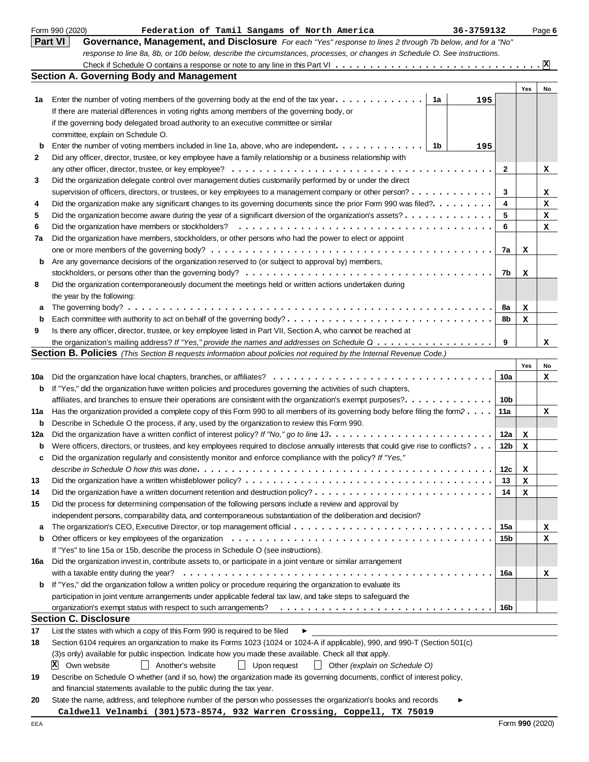Form 990 (2020) **Federation of Tamil Sangams of North America** **36-3759132** Page **6**

## Part VI Governance, Management, and Disclosure

*For each "Yes" response to lines 2 through 7b below, and for a "No" response to line 8a, 8b, or 10b below, describe the circumstances, processes, or changes in Schedule O. See instructions.*

Check if Schedule O contains a response or note to any line in this Part VI . . . . . . . . . . . . . . . . . . . . . . . . . . . . . . . [X]

### Section A. Governing Body and Management

| | | | Yes | No |
|---|---|---|---|---|
| **1a** | Enter the number of voting members of the governing body at the end of the tax year . . . . . . . . . . . . **1a** 195 <br> If there are material differences in voting rights among members of the governing body, or if the governing body delegated broad authority to an executive committee or similar committee, explain on Schedule O. | | | |
| **b** | Enter the number of voting members included in line 1a, above, who are independent . . . . . . . . . . . . **1b** 195 | | | |
| **2** | Did any officer, director, trustee, or key employee have a family relationship or a business relationship with any other officer, director, trustee, or key employee? . . . . . . . . . . . . . . . . . . . . . . . . . . . . . . . . . . . . | 2 | | X |
| **3** | Did the organization delegate control over management duties customarily performed by or under the direct supervision of officers, directors, or trustees, or key employees to a management company or other person? . . . . . . . . . . . . | 3 | | X |
| **4** | Did the organization make any significant changes to its governing documents since the prior Form 990 was filed? . . . . . . . . . | 4 | | X |
| **5** | Did the organization become aware during the year of a significant diversion of the organization's assets? . . . . . . . . . . . . | 5 | | X |
| **6** | Did the organization have members or stockholders? . . . . . . . . . . . . . . . . . . . . . . . . . . . . . . . . . . . . | 6 | | X |
| **7a** | Did the organization have members, stockholders, or other persons who had the power to elect or appoint one or more members of the governing body? . . . . . . . . . . . . . . . . . . . . . . . . . . . . . . . . . . . . | 7a | X | |
| **b** | Are any governance decisions of the organization reserved to (or subject to approval by) members, stockholders, or persons other than the governing body? . . . . . . . . . . . . . . . . . . . . . . . . . . . . . . . . . . . . | 7b | X | |
| **8** | Did the organization contemporaneously document the meetings held or written actions undertaken during the year by the following: | | | |
| **a** | The governing body? . . . . . . . . . . . . . . . . . . . . . . . . . . . . . . . . . . . . . . . . . . . . . . . . . . . . | 8a | X | |
| **b** | Each committee with authority to act on behalf of the governing body? . . . . . . . . . . . . . . . . . . . . . . . . . . . | 8b | X | |
| **9** | Is there any officer, director, trustee, or key employee listed in Part VII, Section A, who cannot be reached at the organization's mailing address? *If "Yes," provide the names and addresses on Schedule O* . . . . . . . . . . . . . . . . | 9 | | X |

### Section B. Policies *(This Section B requests information about policies not required by the Internal Revenue Code.)*

| | | | Yes | No |
|---|---|---|---|---|
| **10a** | Did the organization have local chapters, branches, or affiliates? . . . . . . . . . . . . . . . . . . . . . . . . . . . . . . | 10a | | X |
| **b** | If "Yes," did the organization have written policies and procedures governing the activities of such chapters, affiliates, and branches to ensure their operations are consistent with the organization's exempt purposes? . . . . . . . . . . . . | 10b | | |
| **11a** | Has the organization provided a complete copy of this Form 990 to all members of its governing body before filing the form? . . . . | 11a | | X |
| **b** | Describe in Schedule O the process, if any, used by the organization to review this Form 990. | | | |
| **12a** | Did the organization have a written conflict of interest policy? *If "No," go to line 13* . . . . . . . . . . . . . . . . . . . . . . . | 12a | X | |
| **b** | Were officers, directors, or trustees, and key employees required to disclose annually interests that could give rise to conflicts? . . . | 12b | X | |
| **c** | Did the organization regularly and consistently monitor and enforce compliance with the policy? *If "Yes," describe in Schedule O how this was done* . . . . . . . . . . . . . . . . . . . . . . . . . . . . . . . . . . . . . . . . . | 12c | X | |
| **13** | Did the organization have a written whistleblower policy? . . . . . . . . . . . . . . . . . . . . . . . . . . . . . . . . . . | 13 | X | |
| **14** | Did the organization have a written document retention and destruction policy? . . . . . . . . . . . . . . . . . . . . . . . . | 14 | X | |
| **15** | Did the process for determining compensation of the following persons include a review and approval by independent persons, comparability data, and contemporaneous substantiation of the deliberation and decision? | | | |
| **a** | The organization's CEO, Executive Director, or top management official . . . . . . . . . . . . . . . . . . . . . . . . . . . | 15a | | X |
| **b** | Other officers or key employees of the organization . . . . . . . . . . . . . . . . . . . . . . . . . . . . . . . . . . . . . <br> If "Yes" to line 15a or 15b, describe the process in Schedule O (see instructions). | 15b | | X |
| **16a** | Did the organization invest in, contribute assets to, or participate in a joint venture or similar arrangement with a taxable entity during the year? . . . . . . . . . . . . . . . . . . . . . . . . . . . . . . . . . . . . . . . . . . . . | 16a | | X |
| **b** | If "Yes," did the organization follow a written policy or procedure requiring the organization to evaluate its participation in joint venture arrangements under applicable federal tax law, and take steps to safeguard the organization's exempt status with respect to such arrangements? . . . . . . . . . . . . . . . . . . . . . . . . . . . . . | 16b | | |

### Section C. Disclosure

**17** List the states with which a copy of this Form 990 is required to be filed ►

**18** Section 6104 requires an organization to make its Forms 1023 (1024 or 1024-A if applicable), 990, and 990-T (Section 501(c)(3)s only) available for public inspection. Indicate how you made these available. Check all that apply.

[X] Own website [ ] Another's website [ ] Upon request [ ] Other *(explain on Schedule O)*

**19** Describe on Schedule O whether (and if so, how) the organization made its governing documents, conflict of interest policy, and financial statements available to the public during the tax year.

**20** State the name, address, and telephone number of the person who possesses the organization's books and records ►

**Caldwell Velnambi (301)573-8574, 932 Warren Crossing, Coppell, TX 75019**

EEA Form **990** (2020)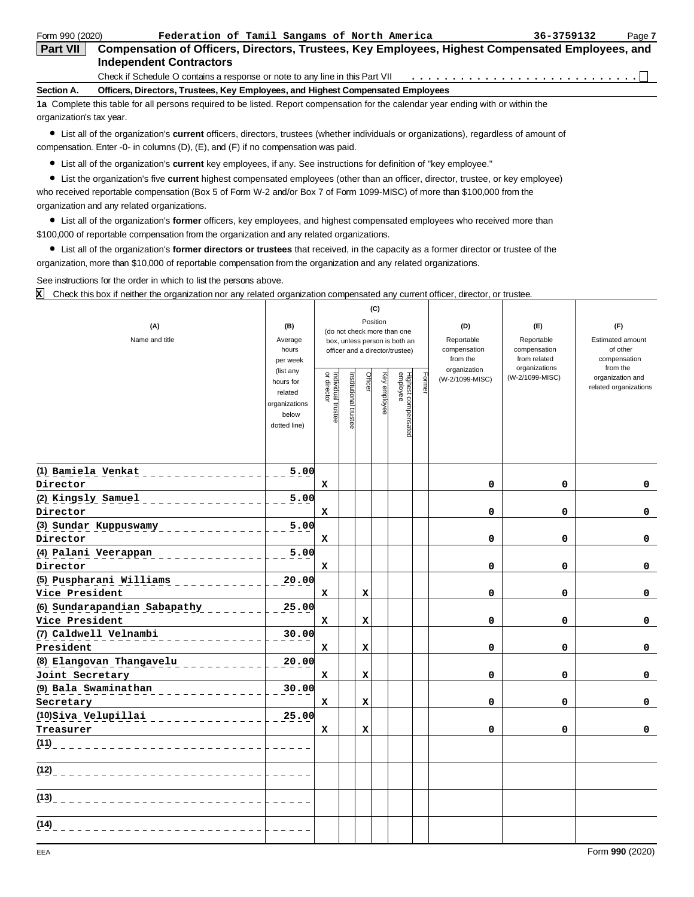Form 990 (2020) **Federation of Tamil Sangams of North America** **36-3759132**

## Part VII Compensation of Officers, Directors, Trustees, Key Employees, Highest Compensated Employees, and Independent Contractors

Check if Schedule O contains a response or note to any line in this Part VII . . . . . . . . . . . . . . . . . . . . . . . . . . . . ☐

**Section A. Officers, Directors, Trustees, Key Employees, and Highest Compensated Employees**

**1a** Complete this table for all persons required to be listed. Report compensation for the calendar year ending with or within the organization's tax year.

- List all of the organization's **current** officers, directors, trustees (whether individuals or organizations), regardless of amount of compensation. Enter -0- in columns (D), (E), and (F) if no compensation was paid.
- List all of the organization's **current** key employees, if any. See instructions for definition of "key employee."
- List the organization's five **current** highest compensated employees (other than an officer, director, trustee, or key employee) who received reportable compensation (Box 5 of Form W-2 and/or Box 7 of Form 1099-MISC) of more than $100,000 from the organization and any related organizations.
- List all of the organization's **former** officers, key employees, and highest compensated employees who received more than $100,000 of reportable compensation from the organization and any related organizations.
- List all of the organization's **former directors or trustees** that received, in the capacity as a former director or trustee of the organization, more than $10,000 of reportable compensation from the organization and any related organizations.

See instructions for the order in which to list the persons above.

X Check this box if neither the organization nor any related organization compensated any current officer, director, or trustee.

| (A) Name and title | (B) Average hours per week (list any hours for related organizations below dotted line) | (C) Position (do not check more than one box, unless person is both an officer and a director/trustee) | | | | | | (D) Reportable compensation from the organization (W-2/1099-MISC) | (E) Reportable compensation from related organizations (W-2/1099-MISC) | (F) Estimated amount of other compensation from the organization and related organizations |
|---|---|---|---|---|---|---|---|---|---|---|
| | | Individual trustee or director | Institutional trustee | Officer | Key employee | Highest compensated employee | Former | | | |
| (1) Bamiela Venkat<br>Director | 5.00 | X | | | | | | 0 | 0 | 0 |
| (2) Kingsly Samuel<br>Director | 5.00 | X | | | | | | 0 | 0 | 0 |
| (3) Sundar Kuppuswamy<br>Director | 5.00 | X | | | | | | 0 | 0 | 0 |
| (4) Palani Veerappan<br>Director | 5.00 | X | | | | | | 0 | 0 | 0 |
| (5) Puspharani Williams<br>Vice President | 20.00 | X | | X | | | | 0 | 0 | 0 |
| (6) Sundarapandian Sabapathy<br>Vice President | 25.00 | X | | X | | | | 0 | 0 | 0 |
| (7) Caldwell Velnambi<br>President | 30.00 | X | | X | | | | 0 | 0 | 0 |
| (8) Elangovan Thangavelu<br>Joint Secretary | 20.00 | X | | X | | | | 0 | 0 | 0 |
| (9) Bala Swaminathan<br>Secretary | 30.00 | X | | X | | | | 0 | 0 | 0 |
| (10) Siva Velupillai<br>Treasurer | 25.00 | X | | X | | | | 0 | 0 | 0 |
| (11) | | | | | | | | | | |
| (12) | | | | | | | | | | |
| (13) | | | | | | | | | | |
| (14) | | | | | | | | | | |

Form **990** (2020)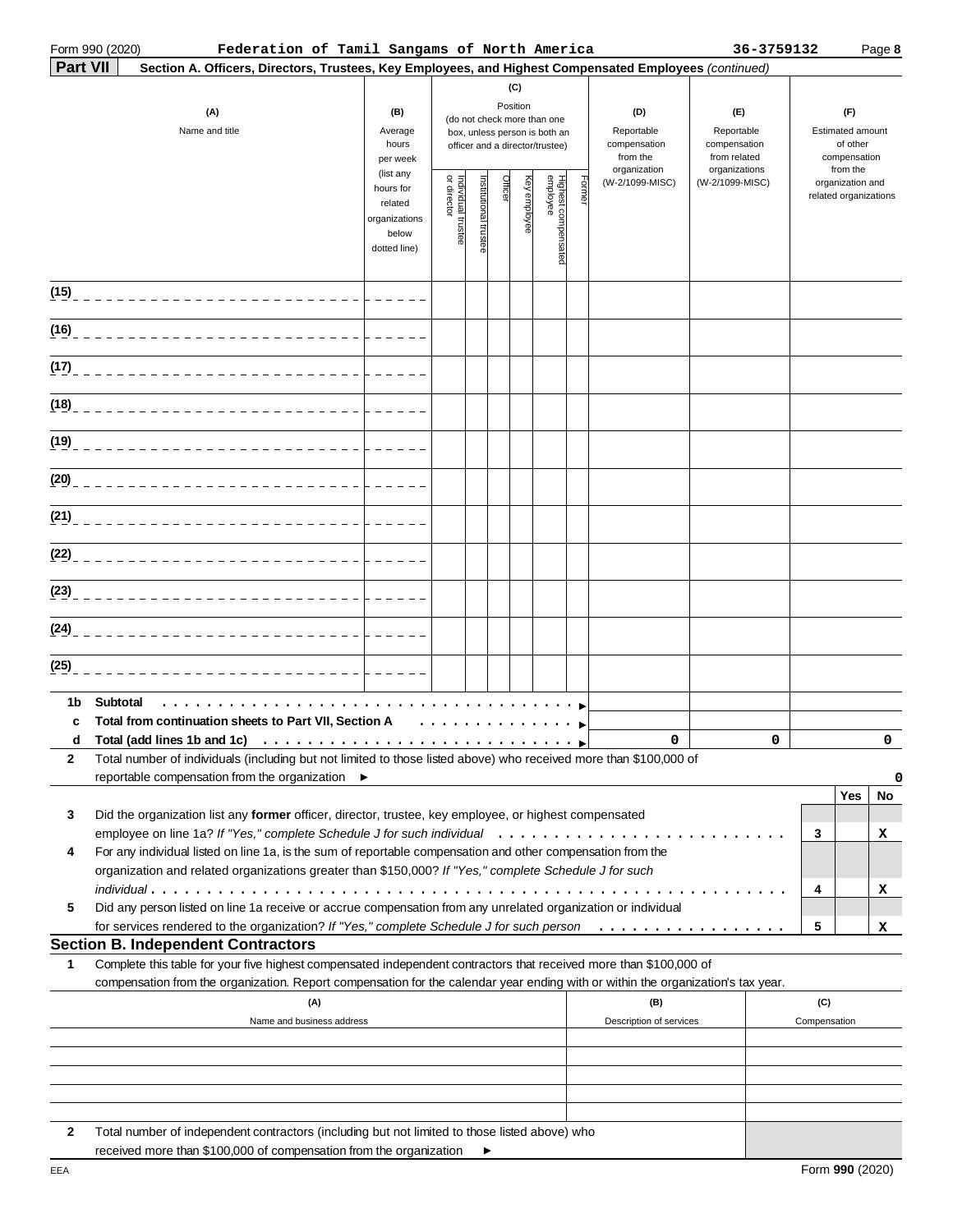Form 990 (2020) **Federation of Tamil Sangams of North America** **36-3759132** Page **8**

**Part VII** **Section A. Officers, Directors, Trustees, Key Employees, and Highest Compensated Employees** *(continued)*

| (A) Name and title | (B) Average hours per week (list any hours for related organizations below dotted line) | (C) Position (do not check more than one box, unless person is both an officer and a director/trustee): Individual trustee or director | Institutional trustee | Officer | Key employee | Highest compensated employee | Former | (D) Reportable compensation from the organization (W-2/1099-MISC) | (E) Reportable compensation from related organizations (W-2/1099-MISC) | (F) Estimated amount of other compensation from the organization and related organizations |
|---|---|---|---|---|---|---|---|---|---|---|
| (15) | | | | | | | | | | |
| (16) | | | | | | | | | | |
| (17) | | | | | | | | | | |
| (18) | | | | | | | | | | |
| (19) | | | | | | | | | | |
| (20) | | | | | | | | | | |
| (21) | | | | | | | | | | |
| (22) | | | | | | | | | | |
| (23) | | | | | | | | | | |
| (24) | | | | | | | | | | |
| (25) | | | | | | | | | | |
| **1b Subtotal** | | | | | | | | | | |
| **c Total from continuation sheets to Part VII, Section A** | | | | | | | | | | |
| **d Total (add lines 1b and 1c)** | | | | | | | | 0 | 0 | 0 |

**2** Total number of individuals (including but not limited to those listed above) who received more than $100,000 of reportable compensation from the organization ► 0

| | | | Yes | No |
|---|---|---|---|---|
| **3** | Did the organization list any **former** officer, director, trustee, key employee, or highest compensated employee on line 1a? *If "Yes," complete Schedule J for such individual* | 3 | | X |
| **4** | For any individual listed on line 1a, is the sum of reportable compensation and other compensation from the organization and related organizations greater than $150,000? *If "Yes," complete Schedule J for such individual* | 4 | | X |
| **5** | Did any person listed on line 1a receive or accrue compensation from any unrelated organization or individual for services rendered to the organization? *If "Yes," complete Schedule J for such person* | 5 | | X |

## Section B. Independent Contractors

**1** Complete this table for your five highest compensated independent contractors that received more than $100,000 of compensation from the organization. Report compensation for the calendar year ending with or within the organization's tax year.

| (A) Name and business address | (B) Description of services | (C) Compensation |
|---|---|---|
| | | |
| | | |
| | | |
| | | |
| | | |

**2** Total number of independent contractors (including but not limited to those listed above) who received more than $100,000 of compensation from the organization ►

EEA Form **990** (2020)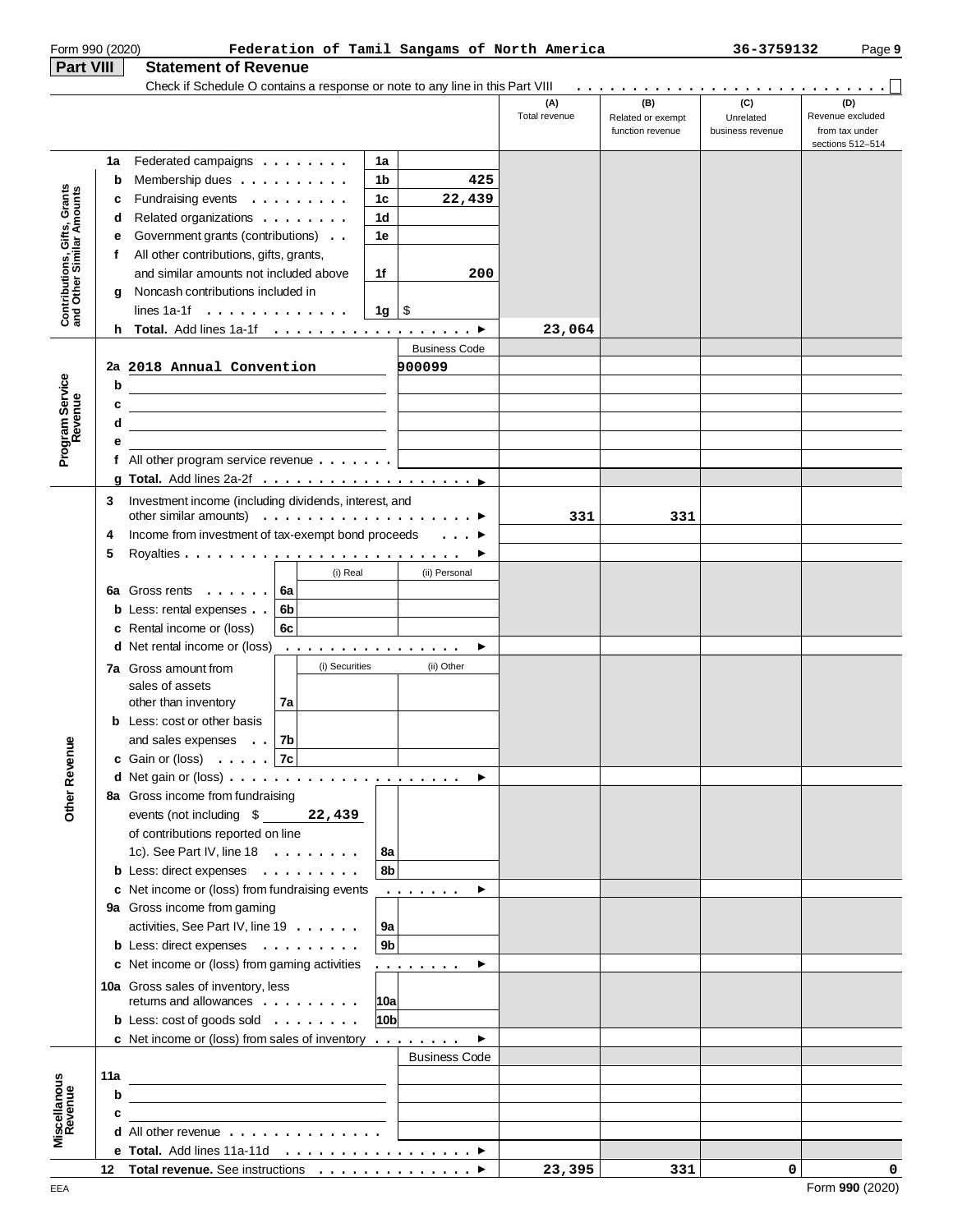Form 990 (2020) **Federation of Tamil Sangams of North America** **36-3759132**

**Part VIII** **Statement of Revenue**

Check if Schedule O contains a response or note to any line in this Part VIII . . . . . . . . . . . . . . . . . . . . . . . . . . ☐

| | | | | (A) Total revenue | (B) Related or exempt function revenue | (C) Unrelated business revenue | (D) Revenue excluded from tax under sections 512–514 |
|---|---|---|---|---|---|---|---|
| **Contributions, Gifts, Grants and Other Similar Amounts** | 1a Federated campaigns | 1a | | | | | |
| | b Membership dues | 1b | 425 | | | | |
| | c Fundraising events | 1c | 22,439 | | | | |
| | d Related organizations | 1d | | | | | |
| | e Government grants (contributions) | 1e | | | | | |
| | f All other contributions, gifts, grants, and similar amounts not included above | 1f | 200 | | | | |
| | g Noncash contributions included in lines 1a-1f | 1g | $ | | | | |
| | h **Total.** Add lines 1a-1f ▶ | | | 23,064 | | | |
| **Program Service Revenue** | | | Business Code | | | | |
| | 2a 2018 Annual Convention | | 900099 | | | | |
| | b | | | | | | |
| | c | | | | | | |
| | d | | | | | | |
| | e | | | | | | |
| | f All other program service revenue | | | | | | |
| | g **Total.** Add lines 2a-2f ▶ | | | | | | |
| **Other Revenue** | 3 Investment income (including dividends, interest, and other similar amounts) ▶ | | | 331 | 331 | | |
| | 4 Income from investment of tax-exempt bond proceeds ▶ | | | | | | |
| | 5 Royalties ▶ | | | | | | |
| | | (i) Real | (ii) Personal | | | | |
| | 6a Gross rents (6a) | | | | | | |
| | b Less: rental expenses (6b) | | | | | | |
| | c Rental income or (loss) (6c) | | | | | | |
| | d Net rental income or (loss) ▶ | | | | | | |
| | | (i) Securities | (ii) Other | | | | |
| | 7a Gross amount from sales of assets other than inventory (7a) | | | | | | |
| | b Less: cost or other basis and sales expenses (7b) | | | | | | |
| | c Gain or (loss) (7c) | | | | | | |
| | d Net gain or (loss) ▶ | | | | | | |
| | 8a Gross income from fundraising events (not including $ 22,439 of contributions reported on line 1c). See Part IV, line 18 | 8a | | | | | |
| | b Less: direct expenses | 8b | | | | | |
| | c Net income or (loss) from fundraising events ▶ | | | | | | |
| | 9a Gross income from gaming activities, See Part IV, line 19 | 9a | | | | | |
| | b Less: direct expenses | 9b | | | | | |
| | c Net income or (loss) from gaming activities ▶ | | | | | | |
| | 10a Gross sales of inventory, less returns and allowances | 10a | | | | | |
| | b Less: cost of goods sold | 10b | | | | | |
| | c Net income or (loss) from sales of inventory ▶ | | | | | | |
| **Miscellaneous Revenue** | | | Business Code | | | | |
| | 11a | | | | | | |
| | b | | | | | | |
| | c | | | | | | |
| | d All other revenue | | | | | | |
| | e **Total.** Add lines 11a-11d ▶ | | | | | | |
| | 12 **Total revenue.** See instructions ▶ | | | 23,395 | 331 | 0 | 0 |

EEA Form **990** (2020)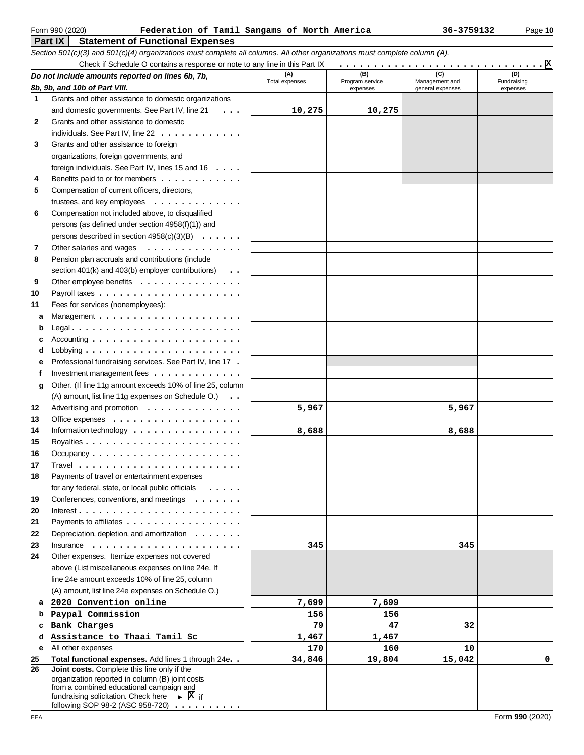Form 990 (2020) **Federation of Tamil Sangams of North America** **36-3759132** Page **10**

## Part IX Statement of Functional Expenses

*Section 501(c)(3) and 501(c)(4) organizations must complete all columns. All other organizations must complete column (A).*

Check if Schedule O contains a response or note to any line in this Part IX . . . . . . . . . . . . . . . . . . . . . . . . . . . . . **X**

| | *Do not include amounts reported on lines 6b, 7b, 8b, 9b, and 10b of Part VIII.* | (A) Total expenses | (B) Program service expenses | (C) Management and general expenses | (D) Fundraising expenses |
|---|---|---|---|---|---|
| 1 | Grants and other assistance to domestic organizations and domestic governments. See Part IV, line 21 | 10,275 | 10,275 | | |
| 2 | Grants and other assistance to domestic individuals. See Part IV, line 22 | | | | |
| 3 | Grants and other assistance to foreign organizations, foreign governments, and foreign individuals. See Part IV, lines 15 and 16 | | | | |
| 4 | Benefits paid to or for members | | | | |
| 5 | Compensation of current officers, directors, trustees, and key employees | | | | |
| 6 | Compensation not included above, to disqualified persons (as defined under section 4958(f)(1)) and persons described in section 4958(c)(3)(B) | | | | |
| 7 | Other salaries and wages | | | | |
| 8 | Pension plan accruals and contributions (include section 401(k) and 403(b) employer contributions) | | | | |
| 9 | Other employee benefits | | | | |
| 10 | Payroll taxes | | | | |
| 11 | Fees for services (nonemployees): | | | | |
| a | Management | | | | |
| b | Legal | | | | |
| c | Accounting | | | | |
| d | Lobbying | | | | |
| e | Professional fundraising services. See Part IV, line 17 | | | | |
| f | Investment management fees | | | | |
| g | Other. (If line 11g amount exceeds 10% of line 25, column (A) amount, list line 11g expenses on Schedule O.) | | | | |
| 12 | Advertising and promotion | 5,967 | | 5,967 | |
| 13 | Office expenses | | | | |
| 14 | Information technology | 8,688 | | 8,688 | |
| 15 | Royalties | | | | |
| 16 | Occupancy | | | | |
| 17 | Travel | | | | |
| 18 | Payments of travel or entertainment expenses for any federal, state, or local public officials | | | | |
| 19 | Conferences, conventions, and meetings | | | | |
| 20 | Interest | | | | |
| 21 | Payments to affiliates | | | | |
| 22 | Depreciation, depletion, and amortization | | | | |
| 23 | Insurance | 345 | | 345 | |
| 24 | Other expenses. Itemize expenses not covered above (List miscellaneous expenses on line 24e. If line 24e amount exceeds 10% of line 25, column (A) amount, list line 24e expenses on Schedule O.) | | | | |
| a | 2020 Convention_online | 7,699 | 7,699 | | |
| b | Paypal Commission | 156 | 156 | | |
| c | Bank Charges | 79 | 47 | 32 | |
| d | Assistance to Thaai Tamil Sc | 1,467 | 1,467 | | |
| e | All other expenses | 170 | 160 | 10 | |
| 25 | **Total functional expenses.** Add lines 1 through 24e | 34,846 | 19,804 | 15,042 | 0 |
| 26 | **Joint costs.** Complete this line only if the organization reported in column (B) joint costs from a combined educational campaign and fundraising solicitation. Check here ► **X** if following SOP 98-2 (ASC 958-720) | | | | |

EEA Form **990** (2020)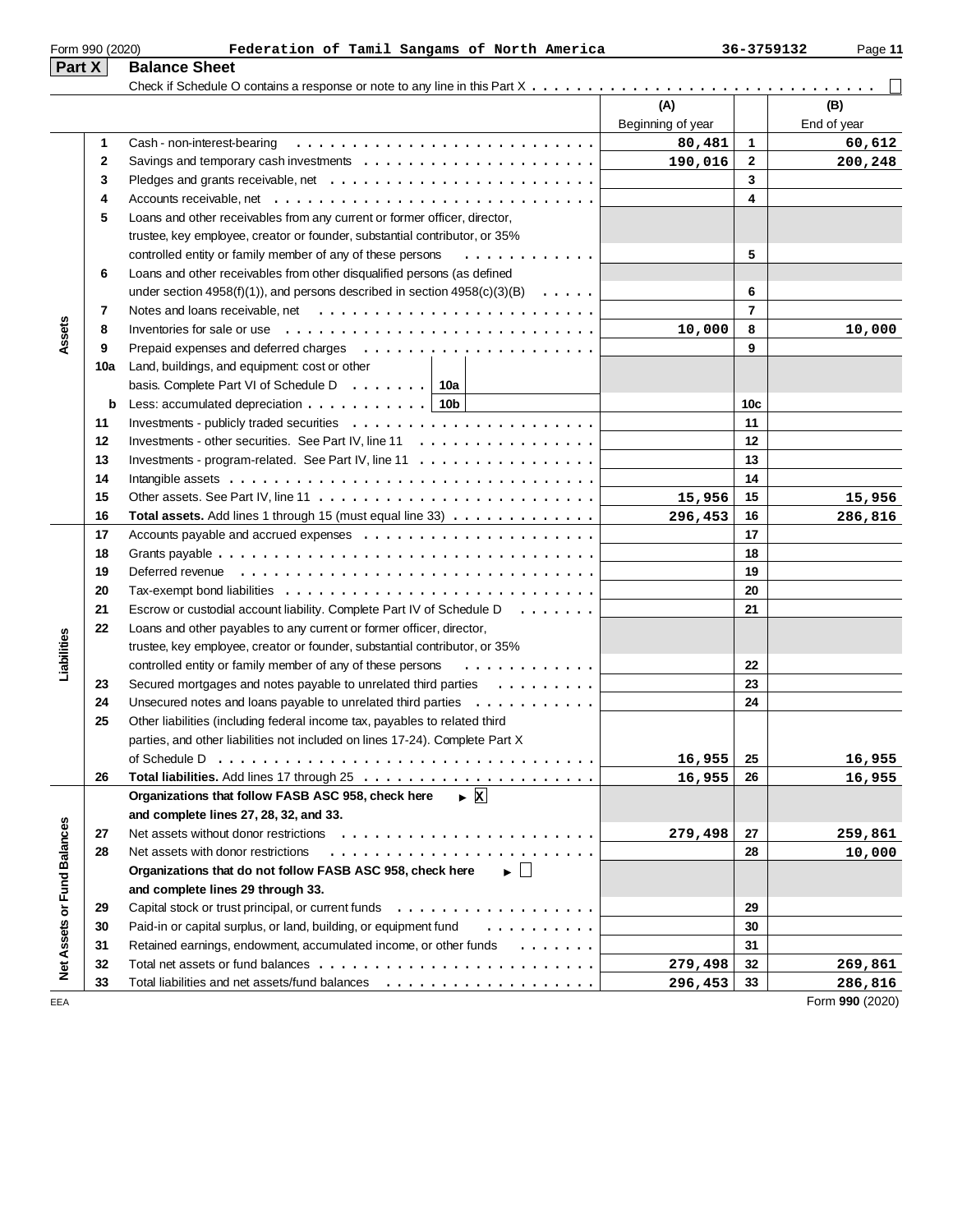Form 990 (2020) **Federation of Tamil Sangams of North America** **36-3759132**

## Part X Balance Sheet

Check if Schedule O contains a response or note to any line in this Part X . . . . . . . . . . . . . . . . . . . . . . . . . . . . . . . . ☐

| Section | Line | Description | | (A) Beginning of year | | (B) End of year |
|---|---|---|---|---|---|---|
| Assets | 1 | Cash - non-interest-bearing | | 80,481 | 1 | 60,612 |
| | 2 | Savings and temporary cash investments | | 190,016 | 2 | 200,248 |
| | 3 | Pledges and grants receivable, net | | | 3 | |
| | 4 | Accounts receivable, net | | | 4 | |
| | 5 | Loans and other receivables from any current or former officer, director, trustee, key employee, creator or founder, substantial contributor, or 35% controlled entity or family member of any of these persons | | | 5 | |
| | 6 | Loans and other receivables from other disqualified persons (as defined under section 4958(f)(1)), and persons described in section 4958(c)(3)(B) | | | 6 | |
| | 7 | Notes and loans receivable, net | | | 7 | |
| | 8 | Inventories for sale or use | | 10,000 | 8 | 10,000 |
| | 9 | Prepaid expenses and deferred charges | | | 9 | |
| | 10a | Land, buildings, and equipment: cost or other basis. Complete Part VI of Schedule D | 10a | | | |
| | b | Less: accumulated depreciation | 10b | | 10c | |
| | 11 | Investments - publicly traded securities | | | 11 | |
| | 12 | Investments - other securities. See Part IV, line 11 | | | 12 | |
| | 13 | Investments - program-related. See Part IV, line 11 | | | 13 | |
| | 14 | Intangible assets | | | 14 | |
| | 15 | Other assets. See Part IV, line 11 | | 15,956 | 15 | 15,956 |
| | 16 | **Total assets.** Add lines 1 through 15 (must equal line 33) | | 296,453 | 16 | 286,816 |
| Liabilities | 17 | Accounts payable and accrued expenses | | | 17 | |
| | 18 | Grants payable | | | 18 | |
| | 19 | Deferred revenue | | | 19 | |
| | 20 | Tax-exempt bond liabilities | | | 20 | |
| | 21 | Escrow or custodial account liability. Complete Part IV of Schedule D | | | 21 | |
| | 22 | Loans and other payables to any current or former officer, director, trustee, key employee, creator or founder, substantial contributor, or 35% controlled entity or family member of any of these persons | | | 22 | |
| | 23 | Secured mortgages and notes payable to unrelated third parties | | | 23 | |
| | 24 | Unsecured notes and loans payable to unrelated third parties | | | 24 | |
| | 25 | Other liabilities (including federal income tax, payables to related third parties, and other liabilities not included on lines 17-24). Complete Part X of Schedule D | | 16,955 | 25 | 16,955 |
| | 26 | **Total liabilities.** Add lines 17 through 25 | | 16,955 | 26 | 16,955 |
| Net Assets or Fund Balances | | **Organizations that follow FASB ASC 958, check here** ► ☒ **and complete lines 27, 28, 32, and 33.** | | | | |
| | 27 | Net assets without donor restrictions | | 279,498 | 27 | 259,861 |
| | 28 | Net assets with donor restrictions | | | 28 | 10,000 |
| | | **Organizations that do not follow FASB ASC 958, check here** ► ☐ **and complete lines 29 through 33.** | | | | |
| | 29 | Capital stock or trust principal, or current funds | | | 29 | |
| | 30 | Paid-in or capital surplus, or land, building, or equipment fund | | | 30 | |
| | 31 | Retained earnings, endowment, accumulated income, or other funds | | | 31 | |
| | 32 | Total net assets or fund balances | | 279,498 | 32 | 269,861 |
| | 33 | Total liabilities and net assets/fund balances | | 296,453 | 33 | 286,816 |

EEA Form **990** (2020)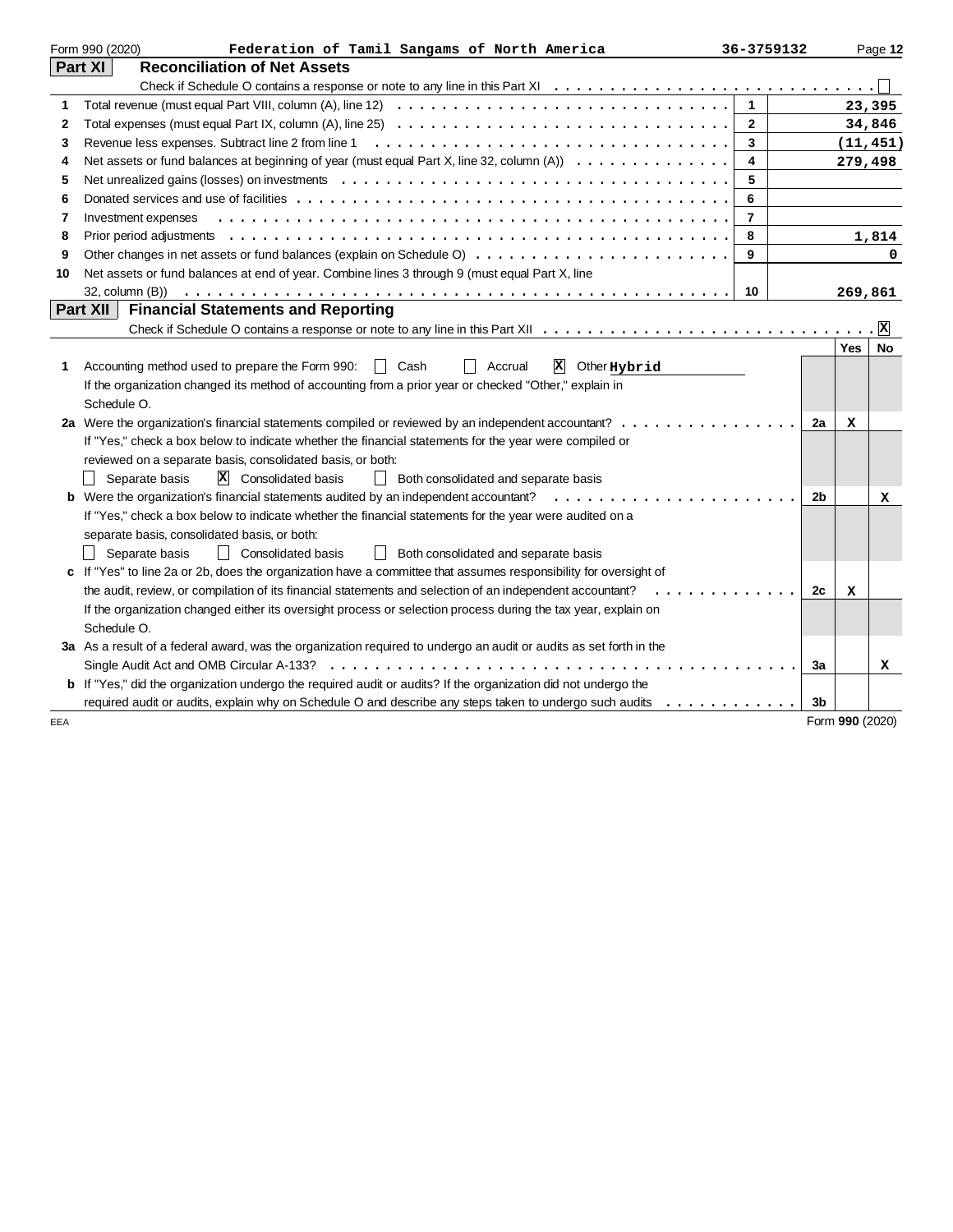Form 990 (2020) **Federation of Tamil Sangams of North America** 36-3759132

## Part XI Reconciliation of Net Assets

Check if Schedule O contains a response or note to any line in this Part XI ☐

| | | | |
|---|---|---|---|
| 1 | Total revenue (must equal Part VIII, column (A), line 12) | 1 | 23,395 |
| 2 | Total expenses (must equal Part IX, column (A), line 25) | 2 | 34,846 |
| 3 | Revenue less expenses. Subtract line 2 from line 1 | 3 | (11,451) |
| 4 | Net assets or fund balances at beginning of year (must equal Part X, line 32, column (A)) | 4 | 279,498 |
| 5 | Net unrealized gains (losses) on investments | 5 | |
| 6 | Donated services and use of facilities | 6 | |
| 7 | Investment expenses | 7 | |
| 8 | Prior period adjustments | 8 | 1,814 |
| 9 | Other changes in net assets or fund balances (explain on Schedule O) | 9 | 0 |
| 10 | Net assets or fund balances at end of year. Combine lines 3 through 9 (must equal Part X, line 32, column (B)) | 10 | 269,861 |

## Part XII Financial Statements and Reporting

Check if Schedule O contains a response or note to any line in this Part XII ☒

| | | | Yes | No |
|---|---|---|---|---|
| 1 | Accounting method used to prepare the Form 990: ☐ Cash ☐ Accrual ☒ Other **Hybrid**<br>If the organization changed its method of accounting from a prior year or checked "Other," explain in Schedule O. | | | |
| 2a | Were the organization's financial statements compiled or reviewed by an independent accountant?<br>If "Yes," check a box below to indicate whether the financial statements for the year were compiled or reviewed on a separate basis, consolidated basis, or both:<br>☐ Separate basis ☒ Consolidated basis ☐ Both consolidated and separate basis | 2a | X | |
| b | Were the organization's financial statements audited by an independent accountant?<br>If "Yes," check a box below to indicate whether the financial statements for the year were audited on a separate basis, consolidated basis, or both:<br>☐ Separate basis ☐ Consolidated basis ☐ Both consolidated and separate basis | 2b | | X |
| c | If "Yes" to line 2a or 2b, does the organization have a committee that assumes responsibility for oversight of the audit, review, or compilation of its financial statements and selection of an independent accountant?<br>If the organization changed either its oversight process or selection process during the tax year, explain on Schedule O. | 2c | X | |
| 3a | As a result of a federal award, was the organization required to undergo an audit or audits as set forth in the Single Audit Act and OMB Circular A-133? | 3a | | X |
| b | If "Yes," did the organization undergo the required audit or audits? If the organization did not undergo the required audit or audits, explain why on Schedule O and describe any steps taken to undergo such audits | 3b | | |

EEA Form **990** (2020)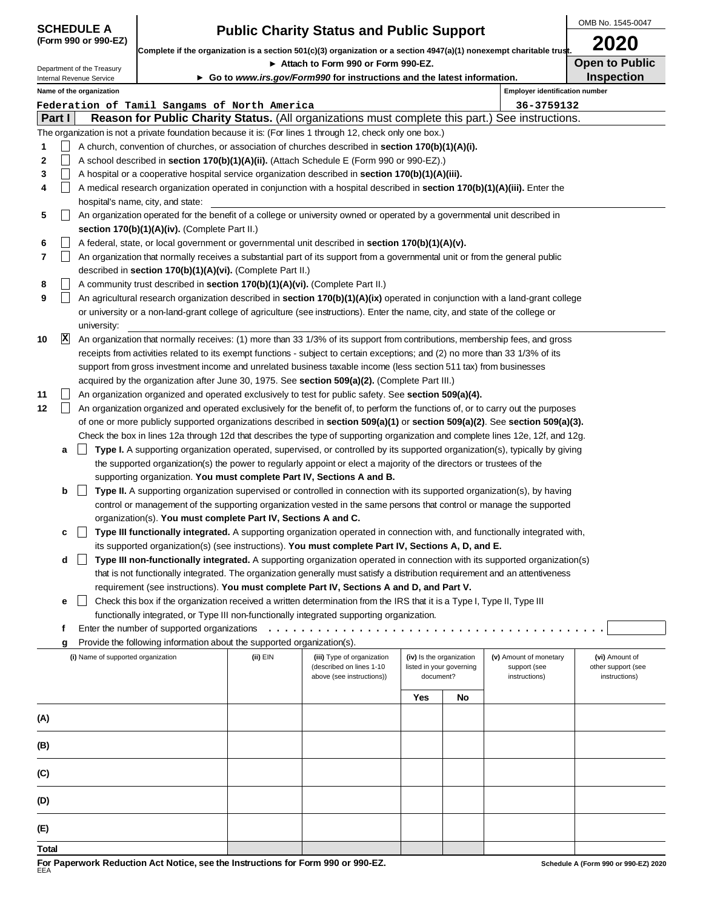**SCHEDULE A (Form 990 or 990-EZ)**

Department of the Treasury
Internal Revenue Service

# Public Charity Status and Public Support

**Complete if the organization is a section 501(c)(3) organization or a section 4947(a)(1) nonexempt charitable trust.**

► **Attach to Form 990 or Form 990-EZ.**

► **Go to *www.irs.gov/Form990* for instructions and the latest information.**

OMB No. 1545-0047

**2020**

**Open to Public Inspection**

**Name of the organization**
Federation of Tamil Sangams of North America

**Employer identification number**
36-3759132

**Part I** **Reason for Public Charity Status.** (All organizations must complete this part.) See instructions.

The organization is not a private foundation because it is: (For lines 1 through 12, check only one box.)

1 ☐ A church, convention of churches, or association of churches described in **section 170(b)(1)(A)(i).**

2 ☐ A school described in **section 170(b)(1)(A)(ii).** (Attach Schedule E (Form 990 or 990-EZ).)

3 ☐ A hospital or a cooperative hospital service organization described in **section 170(b)(1)(A)(iii).**

4 ☐ A medical research organization operated in conjunction with a hospital described in **section 170(b)(1)(A)(iii).** Enter the hospital's name, city, and state:

5 ☐ An organization operated for the benefit of a college or university owned or operated by a governmental unit described in **section 170(b)(1)(A)(iv).** (Complete Part II.)

6 ☐ A federal, state, or local government or governmental unit described in **section 170(b)(1)(A)(v).**

7 ☐ An organization that normally receives a substantial part of its support from a governmental unit or from the general public described in **section 170(b)(1)(A)(vi).** (Complete Part II.)

8 ☐ A community trust described in **section 170(b)(1)(A)(vi).** (Complete Part II.)

9 ☐ An agricultural research organization described in **section 170(b)(1)(A)(ix)** operated in conjunction with a land-grant college or university or a non-land-grant college of agriculture (see instructions). Enter the name, city, and state of the college or university:

10 ☒ An organization that normally receives: (1) more than 33 1/3% of its support from contributions, membership fees, and gross receipts from activities related to its exempt functions - subject to certain exceptions; and (2) no more than 33 1/3% of its support from gross investment income and unrelated business taxable income (less section 511 tax) from businesses acquired by the organization after June 30, 1975. See **section 509(a)(2).** (Complete Part III.)

11 ☐ An organization organized and operated exclusively to test for public safety. See **section 509(a)(4).**

12 ☐ An organization organized and operated exclusively for the benefit of, to perform the functions of, or to carry out the purposes of one or more publicly supported organizations described in **section 509(a)(1)** or **section 509(a)(2)**. See **section 509(a)(3).** Check the box in lines 12a through 12d that describes the type of supporting organization and complete lines 12e, 12f, and 12g.

**a** ☐ **Type I.** A supporting organization operated, supervised, or controlled by its supported organization(s), typically by giving the supported organization(s) the power to regularly appoint or elect a majority of the directors or trustees of the supporting organization. **You must complete Part IV, Sections A and B.**

**b** ☐ **Type II.** A supporting organization supervised or controlled in connection with its supported organization(s), by having control or management of the supporting organization vested in the same persons that control or manage the supported organization(s). **You must complete Part IV, Sections A and C.**

**c** ☐ **Type III functionally integrated.** A supporting organization operated in connection with, and functionally integrated with, its supported organization(s) (see instructions). **You must complete Part IV, Sections A, D, and E.**

**d** ☐ **Type III non-functionally integrated.** A supporting organization operated in connection with its supported organization(s) that is not functionally integrated. The organization generally must satisfy a distribution requirement and an attentiveness requirement (see instructions). **You must complete Part IV, Sections A and D, and Part V.**

**e** ☐ Check this box if the organization received a written determination from the IRS that it is a Type I, Type II, Type III functionally integrated, or Type III non-functionally integrated supporting organization.

**f** Enter the number of supported organizations . . . . . . . . . . . . . . . . . . . . . . . . . . . . . . . . . . . . . . . .

**g** Provide the following information about the supported organization(s).

| (i) Name of supported organization | (ii) EIN | (iii) Type of organization (described on lines 1-10 above (see instructions)) | (iv) Is the organization listed in your governing document? | | (v) Amount of monetary support (see instructions) | (vi) Amount of other support (see instructions) |
|---|---|---|---|---|---|---|
| | | | Yes | No | | |
| (A) | | | | | | |
| (B) | | | | | | |
| (C) | | | | | | |
| (D) | | | | | | |
| (E) | | | | | | |
| Total | | | | | | |

**For Paperwork Reduction Act Notice, see the Instructions for Form 990 or 990-EZ.**
EEA

**Schedule A (Form 990 or 990-EZ) 2020**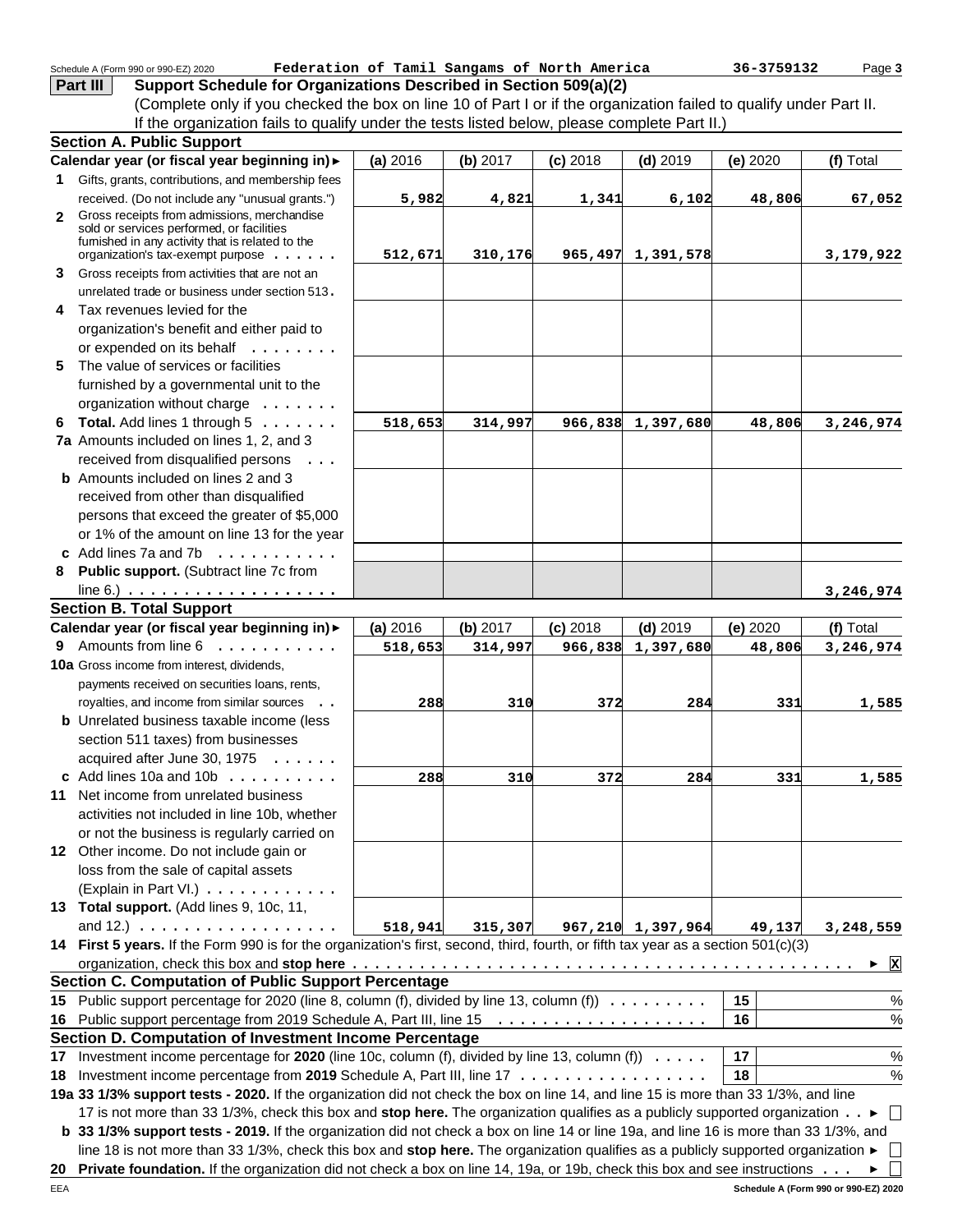Schedule A (Form 990 or 990-EZ) 2020 **Federation of Tamil Sangams of North America** 36-3759132

## Part III Support Schedule for Organizations Described in Section 509(a)(2)

(Complete only if you checked the box on line 10 of Part I or if the organization failed to qualify under Part II. If the organization fails to qualify under the tests listed below, please complete Part II.)

### Section A. Public Support

| Calendar year (or fiscal year beginning in) ► | (a) 2016 | (b) 2017 | (c) 2018 | (d) 2019 | (e) 2020 | (f) Total |
|---|---|---|---|---|---|---|
| **1** Gifts, grants, contributions, and membership fees received. (Do not include any "unusual grants.") | 5,982 | 4,821 | 1,341 | 6,102 | 48,806 | 67,052 |
| **2** Gross receipts from admissions, merchandise sold or services performed, or facilities furnished in any activity that is related to the organization's tax-exempt purpose | 512,671 | 310,176 | 965,497 | 1,391,578 | | 3,179,922 |
| **3** Gross receipts from activities that are not an unrelated trade or business under section 513 | | | | | | |
| **4** Tax revenues levied for the organization's benefit and either paid to or expended on its behalf | | | | | | |
| **5** The value of services or facilities furnished by a governmental unit to the organization without charge | | | | | | |
| **6 Total.** Add lines 1 through 5 | 518,653 | 314,997 | 966,838 | 1,397,680 | 48,806 | 3,246,974 |
| **7a** Amounts included on lines 1, 2, and 3 received from disqualified persons | | | | | | |
| **b** Amounts included on lines 2 and 3 received from other than disqualified persons that exceed the greater of $5,000 or 1% of the amount on line 13 for the year | | | | | | |
| **c** Add lines 7a and 7b | | | | | | |
| **8 Public support.** (Subtract line 7c from line 6.) | | | | | | 3,246,974 |

### Section B. Total Support

| Calendar year (or fiscal year beginning in) ► | (a) 2016 | (b) 2017 | (c) 2018 | (d) 2019 | (e) 2020 | (f) Total |
|---|---|---|---|---|---|---|
| **9** Amounts from line 6 | 518,653 | 314,997 | 966,838 | 1,397,680 | 48,806 | 3,246,974 |
| **10a** Gross income from interest, dividends, payments received on securities loans, rents, royalties, and income from similar sources | 288 | 310 | 372 | 284 | 331 | 1,585 |
| **b** Unrelated business taxable income (less section 511 taxes) from businesses acquired after June 30, 1975 | | | | | | |
| **c** Add lines 10a and 10b | 288 | 310 | 372 | 284 | 331 | 1,585 |
| **11** Net income from unrelated business activities not included in line 10b, whether or not the business is regularly carried on | | | | | | |
| **12** Other income. Do not include gain or loss from the sale of capital assets (Explain in Part VI.) | | | | | | |
| **13 Total support.** (Add lines 9, 10c, 11, and 12.) | 518,941 | 315,307 | 967,210 | 1,397,964 | 49,137 | 3,248,559 |

**14 First 5 years.** If the Form 990 is for the organization's first, second, third, fourth, or fifth tax year as a section 501(c)(3) organization, check this box and **stop here** ► [X]

### Section C. Computation of Public Support Percentage

**15** Public support percentage for 2020 (line 8, column (f), divided by line 13, column (f)) — 15 — %

**16** Public support percentage from 2019 Schedule A, Part III, line 15 — 16 — %

### Section D. Computation of Investment Income Percentage

**17** Investment income percentage for **2020** (line 10c, column (f), divided by line 13, column (f)) — 17 — %

**18** Investment income percentage from **2019** Schedule A, Part III, line 17 — 18 — %

**19a 33 1/3% support tests - 2020.** If the organization did not check the box on line 14, and line 15 is more than 33 1/3%, and line 17 is not more than 33 1/3%, check this box and **stop here.** The organization qualifies as a publicly supported organization ► [ ]

**b 33 1/3% support tests - 2019.** If the organization did not check a box on line 14 or line 19a, and line 16 is more than 33 1/3%, and line 18 is not more than 33 1/3%, check this box and **stop here.** The organization qualifies as a publicly supported organization ► [ ]

**20 Private foundation.** If the organization did not check a box on line 14, 19a, or 19b, check this box and see instructions ► [ ]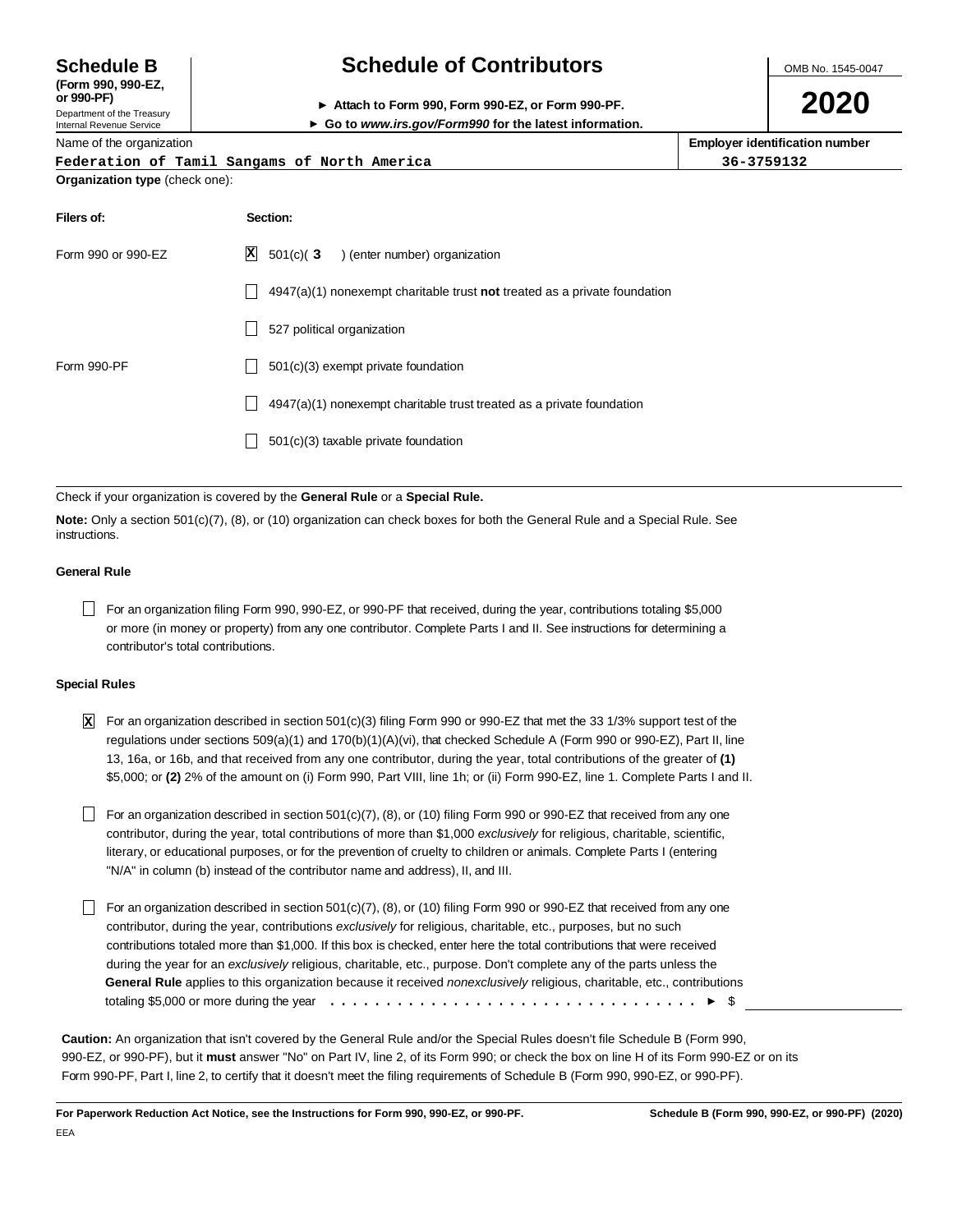# Schedule B (Form 990, 990-EZ, or 990-PF)

Department of the Treasury
Internal Revenue Service

## Schedule of Contributors

► Attach to Form 990, Form 990-EZ, or Form 990-PF.
► Go to *www.irs.gov/Form990* for the latest information.

OMB No. 1545-0047

**2020**

| Name of the organization | Employer identification number |
|---|---|
| Federation of Tamil Sangams of North America | 36-3759132 |

**Organization type** (check one):

| Filers of: | Section: |
|---|---|
| Form 990 or 990-EZ | [X] 501(c)( **3** ) (enter number) organization |
| | [ ] 4947(a)(1) nonexempt charitable trust **not** treated as a private foundation |
| | [ ] 527 political organization |
| Form 990-PF | [ ] 501(c)(3) exempt private foundation |
| | [ ] 4947(a)(1) nonexempt charitable trust treated as a private foundation |
| | [ ] 501(c)(3) taxable private foundation |

Check if your organization is covered by the **General Rule** or a **Special Rule.**

**Note:** Only a section 501(c)(7), (8), or (10) organization can check boxes for both the General Rule and a Special Rule. See instructions.

### General Rule

[ ] For an organization filing Form 990, 990-EZ, or 990-PF that received, during the year, contributions totaling $5,000 or more (in money or property) from any one contributor. Complete Parts I and II. See instructions for determining a contributor's total contributions.

### Special Rules

[X] For an organization described in section 501(c)(3) filing Form 990 or 990-EZ that met the 33 1/3% support test of the regulations under sections 509(a)(1) and 170(b)(1)(A)(vi), that checked Schedule A (Form 990 or 990-EZ), Part II, line 13, 16a, or 16b, and that received from any one contributor, during the year, total contributions of the greater of **(1)** $5,000; or **(2)** 2% of the amount on (i) Form 990, Part VIII, line 1h; or (ii) Form 990-EZ, line 1. Complete Parts I and II.

[ ] For an organization described in section 501(c)(7), (8), or (10) filing Form 990 or 990-EZ that received from any one contributor, during the year, total contributions of more than $1,000 *exclusively* for religious, charitable, scientific, literary, or educational purposes, or for the prevention of cruelty to children or animals. Complete Parts I (entering "N/A" in column (b) instead of the contributor name and address), II, and III.

[ ] For an organization described in section 501(c)(7), (8), or (10) filing Form 990 or 990-EZ that received from any one contributor, during the year, contributions *exclusively* for religious, charitable, etc., purposes, but no such contributions totaled more than $1,000. If this box is checked, enter here the total contributions that were received during the year for an *exclusively* religious, charitable, etc., purpose. Don't complete any of the parts unless the **General Rule** applies to this organization because it received *nonexclusively* religious, charitable, etc., contributions totaling $5,000 or more during the year . . . . . . . . . . . . . . . . . . . . . . . . . . . . . . . . ► $ \_\_\_\_\_\_\_\_

**Caution:** An organization that isn't covered by the General Rule and/or the Special Rules doesn't file Schedule B (Form 990, 990-EZ, or 990-PF), but it **must** answer "No" on Part IV, line 2, of its Form 990; or check the box on line H of its Form 990-EZ or on its Form 990-PF, Part I, line 2, to certify that it doesn't meet the filing requirements of Schedule B (Form 990, 990-EZ, or 990-PF).

**For Paperwork Reduction Act Notice, see the Instructions for Form 990, 990-EZ, or 990-PF.** **Schedule B (Form 990, 990-EZ, or 990-PF) (2020)**

EEA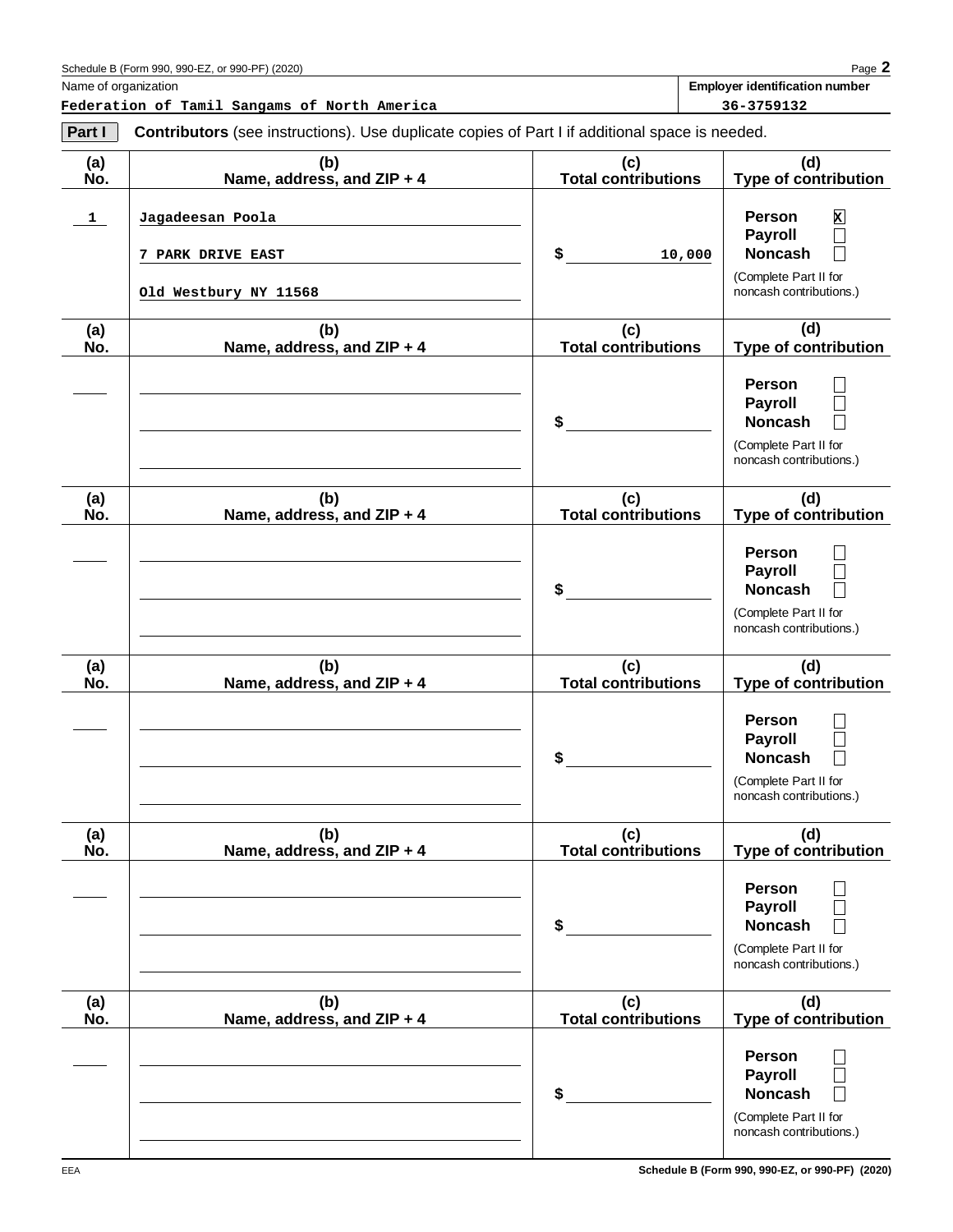Schedule B (Form 990, 990-EZ, or 990-PF) (2020)

Name of organization: **Federation of Tamil Sangams of North America**

Employer identification number: **36-3759132**

**Part I** **Contributors** (see instructions). Use duplicate copies of Part I if additional space is needed.

| (a) No. | (b) Name, address, and ZIP + 4 | (c) Total contributions | (d) Type of contribution |
|---|---|---|---|
| 1 | Jagadeesan Poola<br>7 PARK DRIVE EAST<br>Old Westbury NY 11568 | $ 10,000 | Person [X]<br>Payroll [ ]<br>Noncash [ ]<br>(Complete Part II for noncash contributions.) |
| | | $ | Person [ ]<br>Payroll [ ]<br>Noncash [ ]<br>(Complete Part II for noncash contributions.) |
| | | $ | Person [ ]<br>Payroll [ ]<br>Noncash [ ]<br>(Complete Part II for noncash contributions.) |
| | | $ | Person [ ]<br>Payroll [ ]<br>Noncash [ ]<br>(Complete Part II for noncash contributions.) |
| | | $ | Person [ ]<br>Payroll [ ]<br>Noncash [ ]<br>(Complete Part II for noncash contributions.) |
| | | $ | Person [ ]<br>Payroll [ ]<br>Noncash [ ]<br>(Complete Part II for noncash contributions.) |

EEA

Schedule B (Form 990, 990-EZ, or 990-PF) (2020)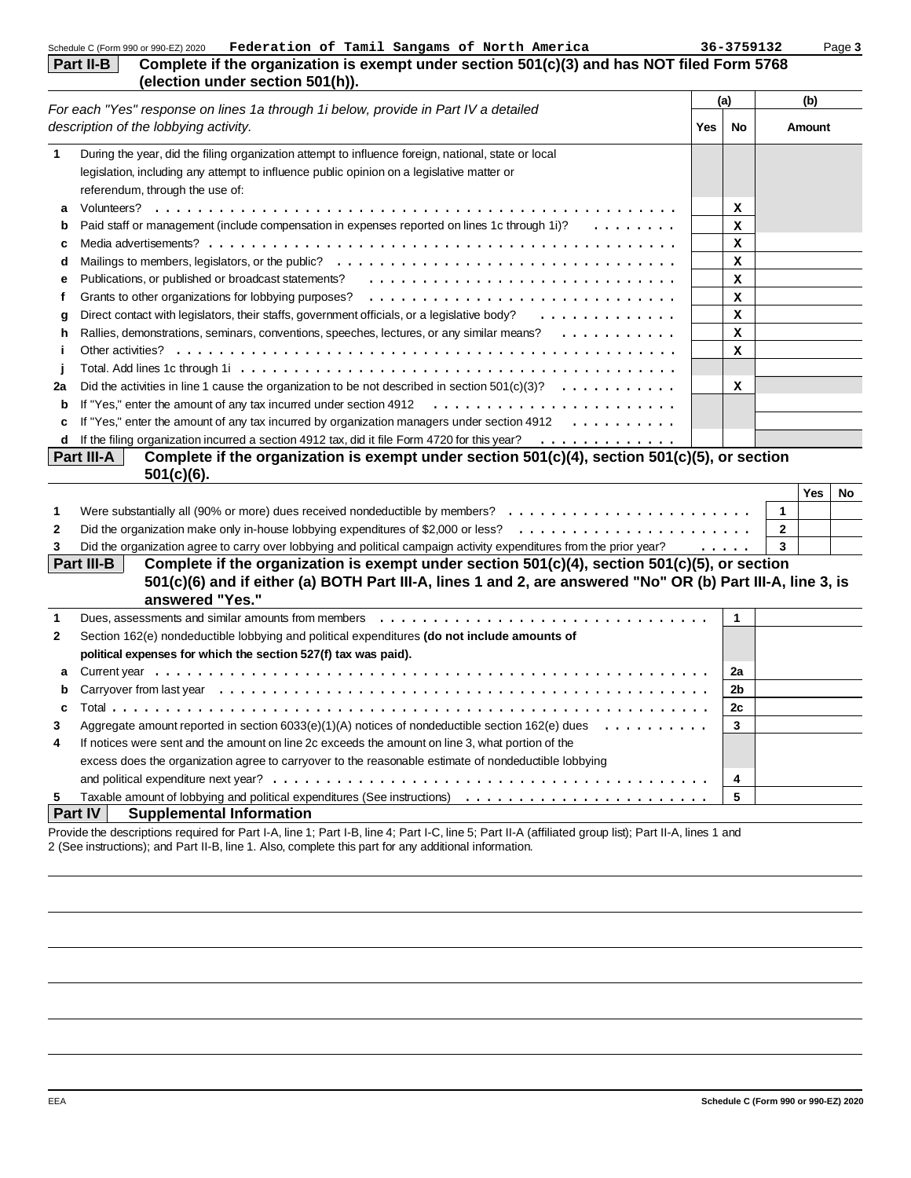Schedule C (Form 990 or 990-EZ) 2020 **Federation of Tamil Sangams of North America** 36-3759132 Page **3**

## Part II-B Complete if the organization is exempt under section 501(c)(3) and has NOT filed Form 5768 (election under section 501(h)).

| *For each "Yes" response on lines 1a through 1i below, provide in Part IV a detailed description of the lobbying activity.* | (a) Yes | (a) No | (b) Amount |
|---|---|---|---|
| **1** During the year, did the filing organization attempt to influence foreign, national, state or local legislation, including any attempt to influence public opinion on a legislative matter or referendum, through the use of: | | | |
| **a** Volunteers? | | X | |
| **b** Paid staff or management (include compensation in expenses reported on lines 1c through 1i)? | | X | |
| **c** Media advertisements? | | X | |
| **d** Mailings to members, legislators, or the public? | | X | |
| **e** Publications, or published or broadcast statements? | | X | |
| **f** Grants to other organizations for lobbying purposes? | | X | |
| **g** Direct contact with legislators, their staffs, government officials, or a legislative body? | | X | |
| **h** Rallies, demonstrations, seminars, conventions, speeches, lectures, or any similar means? | | X | |
| **i** Other activities? | | X | |
| **j** Total. Add lines 1c through 1i | | | |
| **2a** Did the activities in line 1 cause the organization to be not described in section 501(c)(3)? | | X | |
| **b** If "Yes," enter the amount of any tax incurred under section 4912 | | | |
| **c** If "Yes," enter the amount of any tax incurred by organization managers under section 4912 | | | |
| **d** If the filing organization incurred a section 4912 tax, did it file Form 4720 for this year? | | | |

## Part III-A Complete if the organization is exempt under section 501(c)(4), section 501(c)(5), or section 501(c)(6).

| | | Yes | No |
|---|---|---|---|
| **1** Were substantially all (90% or more) dues received nondeductible by members? | 1 | | |
| **2** Did the organization make only in-house lobbying expenditures of $2,000 or less? | 2 | | |
| **3** Did the organization agree to carry over lobbying and political campaign activity expenditures from the prior year? | 3 | | |

## Part III-B Complete if the organization is exempt under section 501(c)(4), section 501(c)(5), or section 501(c)(6) and if either (a) BOTH Part III-A, lines 1 and 2, are answered "No" OR (b) Part III-A, line 3, is answered "Yes."

| | | |
|---|---|---|
| **1** Dues, assessments and similar amounts from members | 1 | |
| **2** Section 162(e) nondeductible lobbying and political expenditures **(do not include amounts of political expenses for which the section 527(f) tax was paid).** | | |
| **a** Current year | 2a | |
| **b** Carryover from last year | 2b | |
| **c** Total | 2c | |
| **3** Aggregate amount reported in section 6033(e)(1)(A) notices of nondeductible section 162(e) dues | 3 | |
| **4** If notices were sent and the amount on line 2c exceeds the amount on line 3, what portion of the excess does the organization agree to carryover to the reasonable estimate of nondeductible lobbying and political expenditure next year? | 4 | |
| **5** Taxable amount of lobbying and political expenditures (See instructions) | 5 | |

## Part IV Supplemental Information

Provide the descriptions required for Part I-A, line 1; Part I-B, line 4; Part I-C, line 5; Part II-A (affiliated group list); Part II-A, lines 1 and 2 (See instructions); and Part II-B, line 1. Also, complete this part for any additional information.

EEA **Schedule C (Form 990 or 990-EZ) 2020**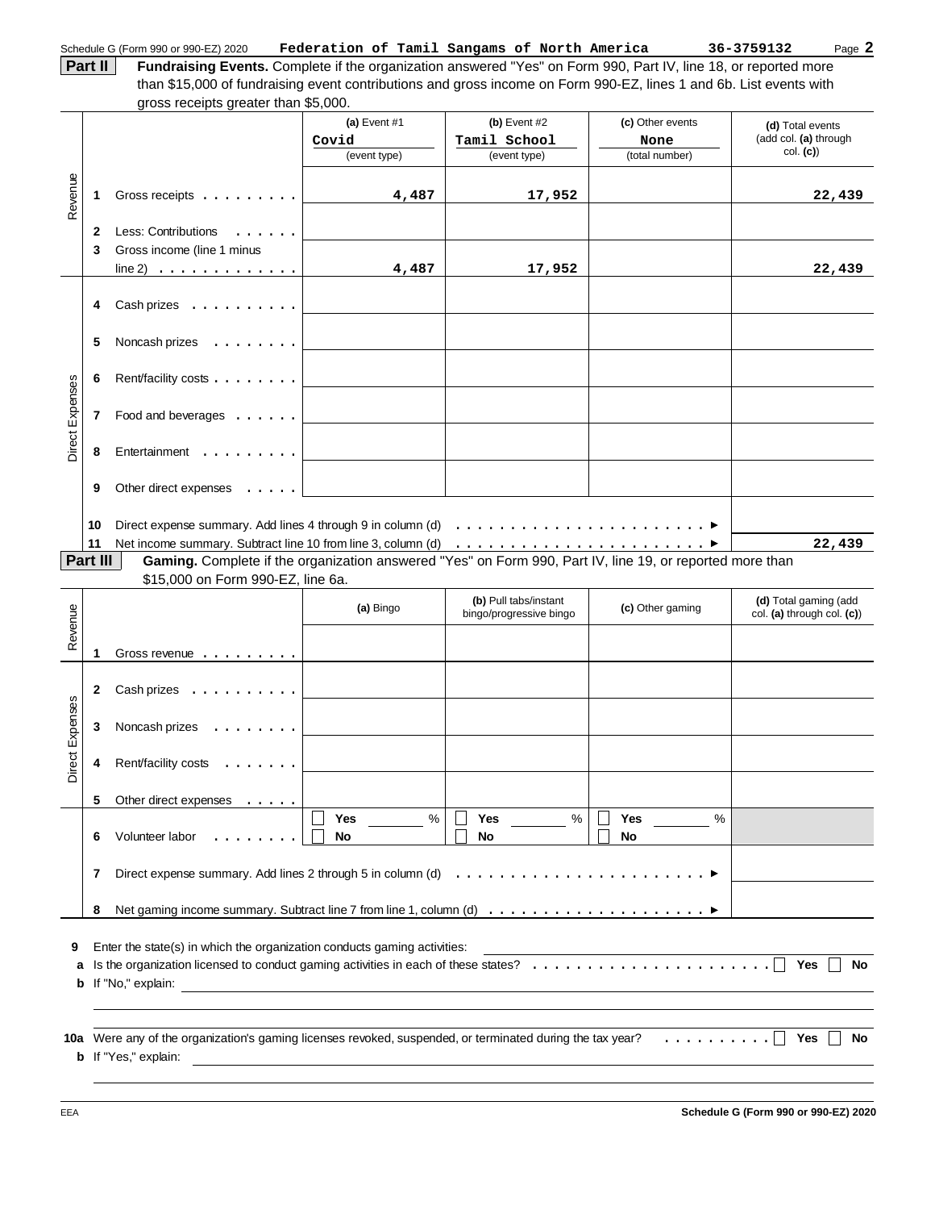Schedule G (Form 990 or 990-EZ) 2020 **Federation of Tamil Sangams of North America** **36-3759132** Page **2**

**Part II** **Fundraising Events.** Complete if the organization answered "Yes" on Form 990, Part IV, line 18, or reported more than $15,000 of fundraising event contributions and gross income on Form 990-EZ, lines 1 and 6b. List events with gross receipts greater than $5,000.

| | | (a) Event #1<br>Covid<br>(event type) | (b) Event #2<br>Tamil School<br>(event type) | (c) Other events<br>None<br>(total number) | (d) Total events (add col. (a) through col. (c)) |
|---|---|---|---|---|---|
| Revenue | 1 Gross receipts | 4,487 | 17,952 | | 22,439 |
| | 2 Less: Contributions | | | | |
| | 3 Gross income (line 1 minus line 2) | 4,487 | 17,952 | | 22,439 |
| Direct Expenses | 4 Cash prizes | | | | |
| | 5 Noncash prizes | | | | |
| | 6 Rent/facility costs | | | | |
| | 7 Food and beverages | | | | |
| | 8 Entertainment | | | | |
| | 9 Other direct expenses | | | | |
| | 10 Direct expense summary. Add lines 4 through 9 in column (d) ▶ | | | | |
| | 11 Net income summary. Subtract line 10 from line 3, column (d) ▶ | | | | 22,439 |

**Part III** **Gaming.** Complete if the organization answered "Yes" on Form 990, Part IV, line 19, or reported more than $15,000 on Form 990-EZ, line 6a.

| | | (a) Bingo | (b) Pull tabs/instant bingo/progressive bingo | (c) Other gaming | (d) Total gaming (add col. (a) through col. (c)) |
|---|---|---|---|---|---|
| Revenue | 1 Gross revenue | | | | |
| Direct Expenses | 2 Cash prizes | | | | |
| | 3 Noncash prizes | | | | |
| | 4 Rent/facility costs | | | | |
| | 5 Other direct expenses | | | | |
| | 6 Volunteer labor | ☐ Yes ____ %<br>☐ No | ☐ Yes ____ %<br>☐ No | ☐ Yes ____ %<br>☐ No | |
| | 7 Direct expense summary. Add lines 2 through 5 in column (d) ▶ | | | | |
| | 8 Net gaming income summary. Subtract line 7 from line 1, column (d) ▶ | | | | |

**9** Enter the state(s) in which the organization conducts gaming activities: ____________________

**a** Is the organization licensed to conduct gaming activities in each of these states? ☐ **Yes** ☐ **No**

**b** If "No," explain: ____________________

**10a** Were any of the organization's gaming licenses revoked, suspended, or terminated during the tax year? ☐ **Yes** ☐ **No**

**b** If "Yes," explain: ____________________

EEA **Schedule G (Form 990 or 990-EZ) 2020**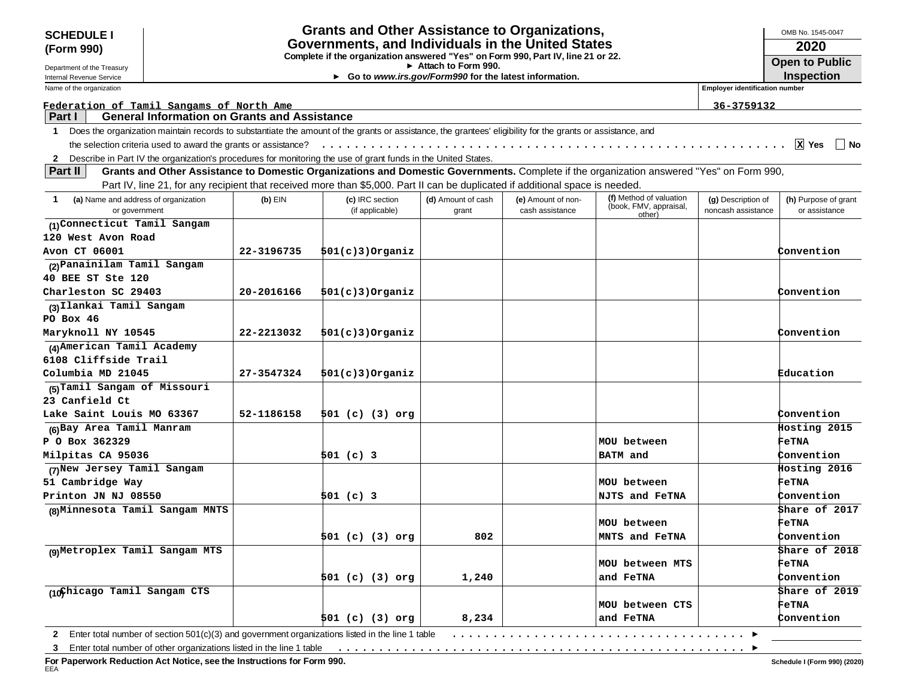**SCHEDULE I (Form 990)**

Department of the Treasury
Internal Revenue Service

# Grants and Other Assistance to Organizations, Governments, and Individuals in the United States

**Complete if the organization answered "Yes" on Form 990, Part IV, line 21 or 22.**
► **Attach to Form 990.**
► **Go to *www.irs.gov/Form990* for the latest information.**

OMB No. 1545-0047
**2020**
**Open to Public Inspection**

Name of the organization: Federation of Tamil Sangams of North Ame
Employer identification number: 36-3759132

## Part I General Information on Grants and Assistance

**1** Does the organization maintain records to substantiate the amount of the grants or assistance, the grantees' eligibility for the grants or assistance, and the selection criteria used to award the grants or assistance? . . . . . [X] Yes [ ] No

**2** Describe in Part IV the organization's procedures for monitoring the use of grant funds in the United States.

## Part II Grants and Other Assistance to Domestic Organizations and Domestic Governments.

Complete if the organization answered "Yes" on Form 990, Part IV, line 21, for any recipient that received more than $5,000. Part II can be duplicated if additional space is needed.

| 1 (a) Name and address of organization or government | (b) EIN | (c) IRC section (if applicable) | (d) Amount of cash grant | (e) Amount of non-cash assistance | (f) Method of valuation (book, FMV, appraisal, other) | (g) Description of noncash assistance | (h) Purpose of grant or assistance |
|---|---|---|---|---|---|---|---|
| (1) Connecticut Tamil Sangam 120 West Avon Road Avon CT 06001 | 22-3196735 | 501(c)3)Organiz | | | | | Convention |
| (2) Panainilam Tamil Sangam 40 BEE ST Ste 120 Charleston SC 29403 | 20-2016166 | 501(c)3)Organiz | | | | | Convention |
| (3) Ilankai Tamil Sangam PO Box 46 Maryknoll NY 10545 | 22-2213032 | 501(c)3)Organiz | | | | | Convention |
| (4) American Tamil Academy 6108 Cliffside Trail Columbia MD 21045 | 27-3547324 | 501(c)3)Organiz | | | | | Education |
| (5) Tamil Sangam of Missouri 23 Canfield Ct Lake Saint Louis MO 63367 | 52-1186158 | 501 (c) (3) org | | | | | Convention |
| (6) Bay Area Tamil Manram P O Box 362329 Milpitas CA 95036 | | 501 (c) 3 | | | MOU between BATM and | | Hosting 2015 FeTNA Convention |
| (7) New Jersey Tamil Sangam 51 Cambridge Way Printon JN NJ 08550 | | 501 (c) 3 | | | MOU between NJTS and FeTNA | | Hosting 2016 FeTNA Convention |
| (8) Minnesota Tamil Sangam MNTS | | 501 (c) (3) org | 802 | | MOU between MNTS and FeTNA | | Share of 2017 FeTNA Convention |
| (9) Metroplex Tamil Sangam MTS | | 501 (c) (3) org | 1,240 | | MOU between MTS and FeTNA | | Share of 2018 FeTNA Convention |
| (10) Chicago Tamil Sangam CTS | | 501 (c) (3) org | 8,234 | | MOU between CTS and FeTNA | | Share of 2019 FeTNA Convention |

**2** Enter total number of section 501(c)(3) and government organizations listed in the line 1 table . . . . . ►

**3** Enter total number of other organizations listed in the line 1 table . . . . . ►

**For Paperwork Reduction Act Notice, see the Instructions for Form 990.**

Schedule I (Form 990) (2020)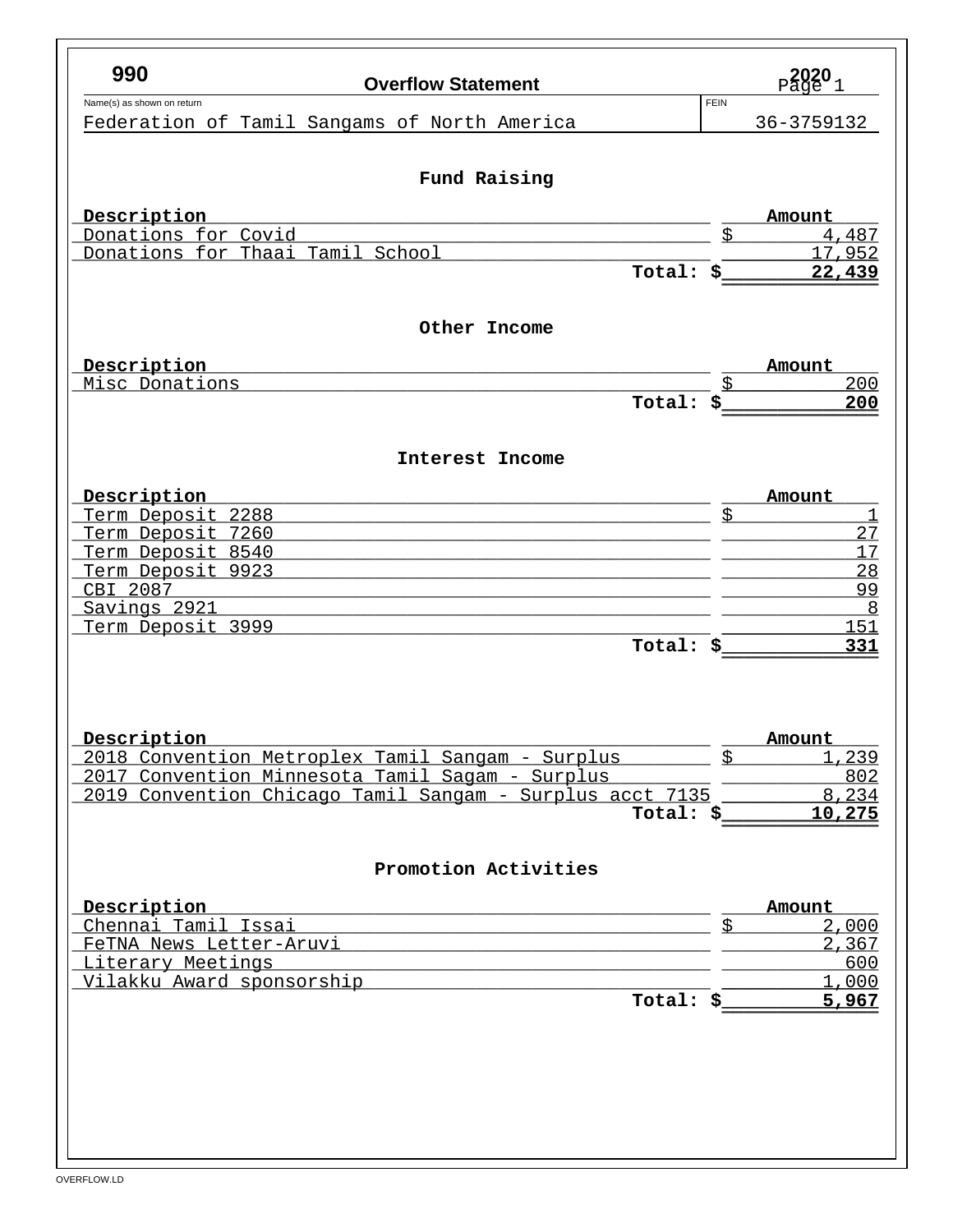# 990 Overflow Statement 2020

| Name(s) as shown on return | FEIN |
|---|---|
| Federation of Tamil Sangams of North America | 36-3759132 |

## Fund Raising

| Description | Amount |
|---|---|
| Donations for Covid | $ 4,487 |
| Donations for Thaai Tamil School | 17,952 |
| **Total:** | **$ 22,439** |

## Other Income

| Description | Amount |
|---|---|
| Misc Donations | $ 200 |
| **Total:** | **$ 200** |

## Interest Income

| Description | Amount |
|---|---|
| Term Deposit 2288 | $ 1 |
| Term Deposit 7260 | 27 |
| Term Deposit 8540 | 17 |
| Term Deposit 9923 | 28 |
| CBI 2087 | 99 |
| Savings 2921 | 8 |
| Term Deposit 3999 | 151 |
| **Total:** | **$ 331** |

| Description | Amount |
|---|---|
| 2018 Convention Metroplex Tamil Sangam - Surplus | $ 1,239 |
| 2017 Convention Minnesota Tamil Sagam - Surplus | 802 |
| 2019 Convention Chicago Tamil Sangam - Surplus acct 7135 | 8,234 |
| **Total:** | **$ 10,275** |

## Promotion Activities

| Description | Amount |
|---|---|
| Chennai Tamil Issai | $ 2,000 |
| FeTNA News Letter-Aruvi | 2,367 |
| Literary Meetings | 600 |
| Vilakku Award sponsorship | 1,000 |
| **Total:** | **$ 5,967** |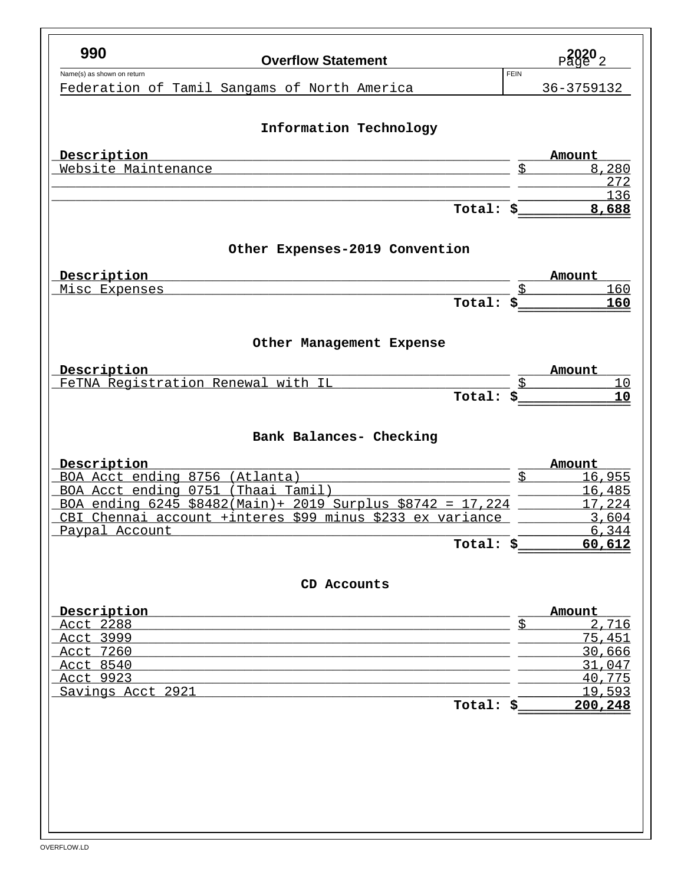**990** **Overflow Statement** **2020**

| Name(s) as shown on return | FEIN |
|---|---|
| Federation of Tamil Sangams of North America | 36-3759132 |

## Information Technology

| Description | Amount |
|---|---|
| Website Maintenance | $ 8,280 |
| | 272 |
| | 136 |
| **Total:** | **$ 8,688** |

## Other Expenses-2019 Convention

| Description | Amount |
|---|---|
| Misc Expenses | $ 160 |
| **Total:** | **$ 160** |

## Other Management Expense

| Description | Amount |
|---|---|
| FeTNA Registration Renewal with IL | $ 10 |
| **Total:** | **$ 10** |

## Bank Balances- Checking

| Description | Amount |
|---|---|
| BOA Acct ending 8756 (Atlanta) | $ 16,955 |
| BOA Acct ending 0751 (Thaai Tamil) | 16,485 |
| BOA ending 6245 $8482(Main)+ 2019 Surplus $8742 = 17,224 | 17,224 |
| CBI Chennai account +interes $99 minus $233 ex variance | 3,604 |
| Paypal Account | 6,344 |
| **Total:** | **$ 60,612** |

## CD Accounts

| Description | Amount |
|---|---|
| Acct 2288 | $ 2,716 |
| Acct 3999 | 75,451 |
| Acct 7260 | 30,666 |
| Acct 8540 | 31,047 |
| Acct 9923 | 40,775 |
| Savings Acct 2921 | 19,593 |
| **Total:** | **$ 200,248** |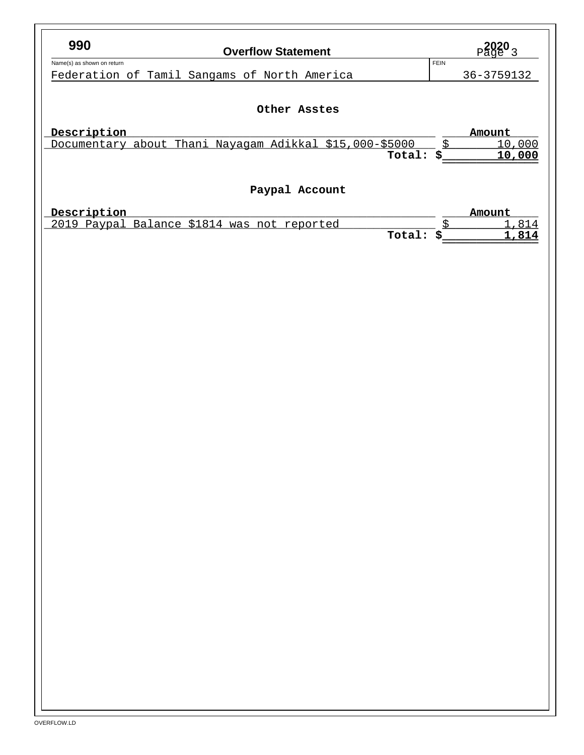990 **Overflow Statement** 2020

Name(s) as shown on return: Federation of Tamil Sangams of North America

FEIN: 36-3759132

### Other Asstes

| Description | Amount |
|---|---|
| Documentary about Thani Nayagam Adikkal $15,000-$5000 | $ 10,000 |
| Total: | $ 10,000 |

### Paypal Account

| Description | Amount |
|---|---|
| 2019 Paypal Balance $1814 was not reported | $ 1,814 |
| Total: | $ 1,814 |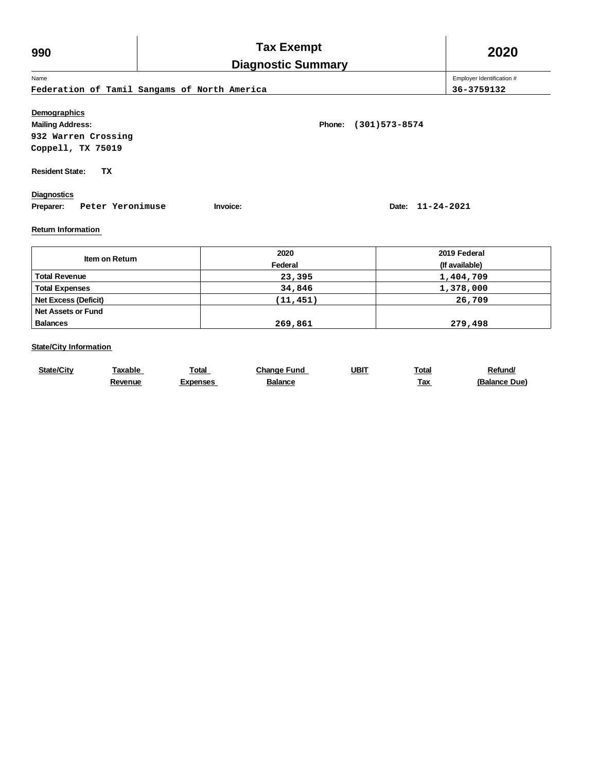| 990 | Tax Exempt Diagnostic Summary | 2020 |
|---|---|---|

Name: Federation of Tamil Sangams of North America

Employer Identification #: 36-3759132

**Demographics**

**Mailing Address:**
932 Warren Crossing
Coppell, TX 75019

**Phone:** (301)573-8574

**Resident State:** TX

**Diagnostics**

**Preparer:** Peter Yeronimuse **Invoice:** **Date:** 11-24-2021

**Return Information**

| Item on Return | 2020 Federal | 2019 Federal (If available) |
|---|---|---|
| Total Revenue | 23,395 | 1,404,709 |
| Total Expenses | 34,846 | 1,378,000 |
| Net Excess (Deficit) | (11,451) | 26,709 |
| Net Assets or Fund Balances | 269,861 | 279,498 |

**State/City Information**

| State/City | Taxable Revenue | Total Expenses | Change Fund Balance | UBIT | Total Tax | Refund/ (Balance Due) |
|---|---|---|---|---|---|---|